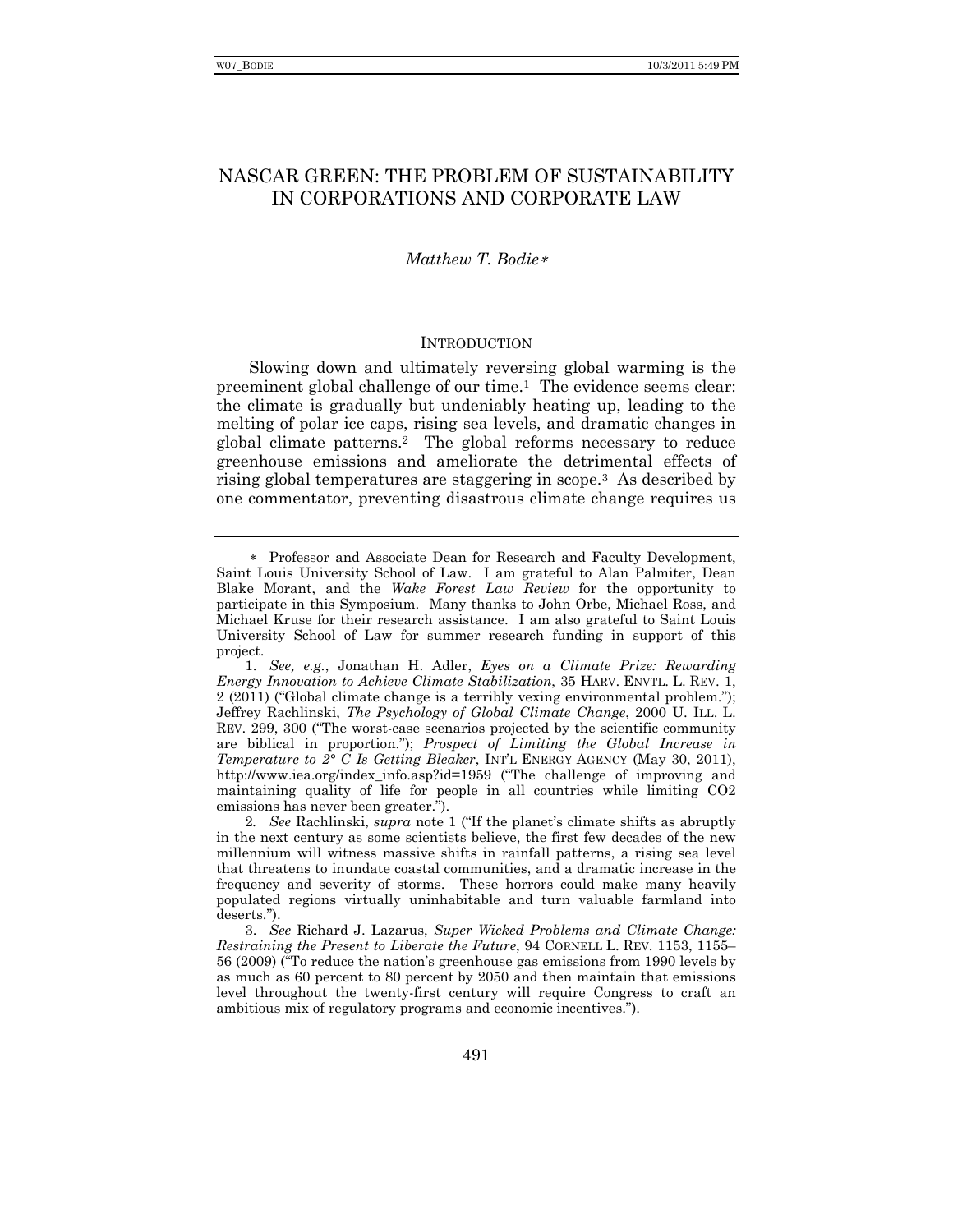# NASCAR GREEN: THE PROBLEM OF SUSTAINABILITY IN CORPORATIONS AND CORPORATE LAW

*Matthew T. Bodie*[*]

## INTRODUCTION

Slowing down and ultimately reversing global warming is the preeminent global challenge of our time.[1] The evidence seems clear: the climate is gradually but undeniably heating up, leading to the melting of polar ice caps, rising sea levels, and dramatic changes in global climate patterns.[2] The global reforms necessary to reduce greenhouse emissions and ameliorate the detrimental effects of rising global temperatures are staggering in scope.[3] As described by one commentator, preventing disastrous climate change requires us

---

[*] Professor and Associate Dean for Research and Faculty Development, Saint Louis University School of Law. I am grateful to Alan Palmiter, Dean Blake Morant, and the *Wake Forest Law Review* for the opportunity to participate in this Symposium. Many thanks to John Orbe, Michael Ross, and Michael Kruse for their research assistance. I am also grateful to Saint Louis University School of Law for summer research funding in support of this project.

1. *See, e.g.*, Jonathan H. Adler, *Eyes on a Climate Prize: Rewarding Energy Innovation to Achieve Climate Stabilization*, 35 HARV. ENVTL. L. REV. 1, 2 (2011) ("Global climate change is a terribly vexing environmental problem."); Jeffrey Rachlinski, *The Psychology of Global Climate Change*, 2000 U. ILL. L. REV. 299, 300 ("The worst-case scenarios projected by the scientific community are biblical in proportion."); *Prospect of Limiting the Global Increase in Temperature to 2° C Is Getting Bleaker*, INT'L ENERGY AGENCY (May 30, 2011), http://www.iea.org/index_info.asp?id=1959 ("The challenge of improving and maintaining quality of life for people in all countries while limiting CO2 emissions has never been greater.").

2. *See* Rachlinski, *supra* note 1 ("If the planet's climate shifts as abruptly in the next century as some scientists believe, the first few decades of the new millennium will witness massive shifts in rainfall patterns, a rising sea level that threatens to inundate coastal communities, and a dramatic increase in the frequency and severity of storms. These horrors could make many heavily populated regions virtually uninhabitable and turn valuable farmland into deserts.").

3. *See* Richard J. Lazarus, *Super Wicked Problems and Climate Change: Restraining the Present to Liberate the Future*, 94 CORNELL L. REV. 1153, 1155–56 (2009) ("To reduce the nation's greenhouse gas emissions from 1990 levels by as much as 60 percent to 80 percent by 2050 and then maintain that emissions level throughout the twenty-first century will require Congress to craft an ambitious mix of regulatory programs and economic incentives.").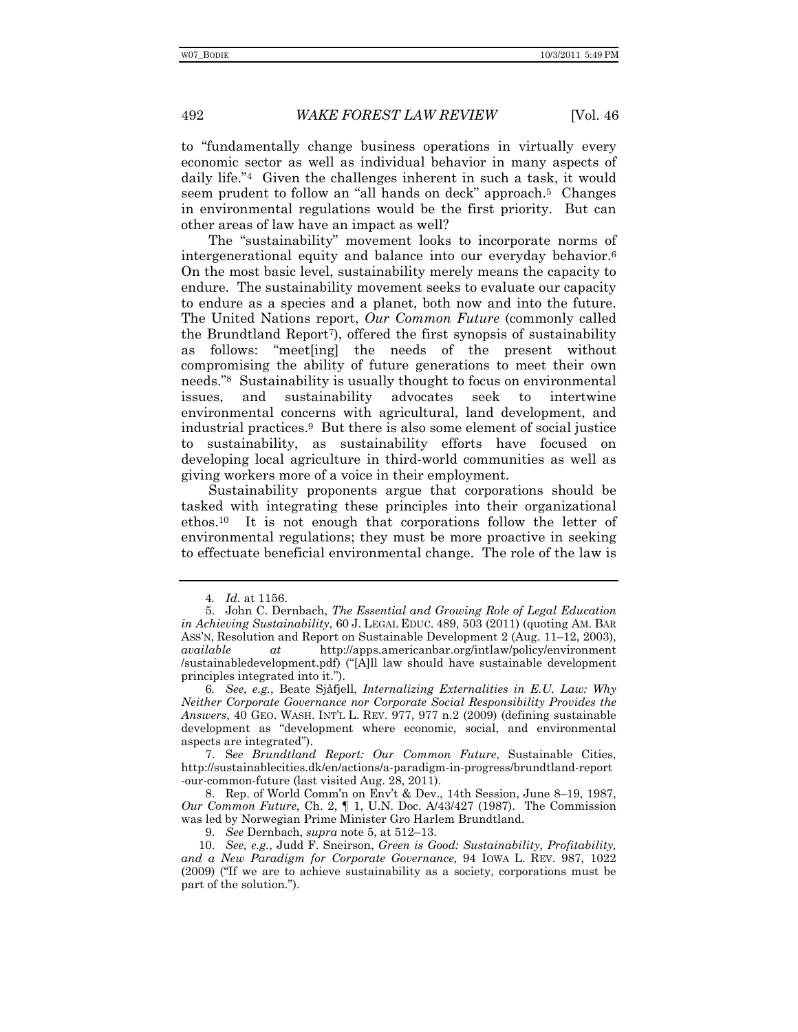to "fundamentally change business operations in virtually every economic sector as well as individual behavior in many aspects of daily life."[4] Given the challenges inherent in such a task, it would seem prudent to follow an "all hands on deck" approach.[5] Changes in environmental regulations would be the first priority. But can other areas of law have an impact as well?

The "sustainability" movement looks to incorporate norms of intergenerational equity and balance into our everyday behavior.[6] On the most basic level, sustainability merely means the capacity to endure. The sustainability movement seeks to evaluate our capacity to endure as a species and a planet, both now and into the future. The United Nations report, *Our Common Future* (commonly called the Brundtland Report[7]), offered the first synopsis of sustainability as follows: "meet[ing] the needs of the present without compromising the ability of future generations to meet their own needs."[8] Sustainability is usually thought to focus on environmental issues, and sustainability advocates seek to intertwine environmental concerns with agricultural, land development, and industrial practices.[9] But there is also some element of social justice to sustainability, as sustainability efforts have focused on developing local agriculture in third-world communities as well as giving workers more of a voice in their employment.

Sustainability proponents argue that corporations should be tasked with integrating these principles into their organizational ethos.[10] It is not enough that corporations follow the letter of environmental regulations; they must be more proactive in seeking to effectuate beneficial environmental change. The role of the law is

---

4. *Id.* at 1156.

5. John C. Dernbach, *The Essential and Growing Role of Legal Education in Achieving Sustainability*, 60 J. LEGAL EDUC. 489, 503 (2011) (quoting AM. BAR ASS'N, Resolution and Report on Sustainable Development 2 (Aug. 11–12, 2003), *available at* http://apps.americanbar.org/intlaw/policy/environment/sustainabledevelopment.pdf) ("[A]ll law should have sustainable development principles integrated into it.").

6. *See, e.g.*, Beate Sjåfjell, *Internalizing Externalities in E.U. Law: Why Neither Corporate Governance nor Corporate Social Responsibility Provides the Answers*, 40 GEO. WASH. INT'L L. REV. 977, 977 n.2 (2009) (defining sustainable development as "development where economic, social, and environmental aspects are integrated").

7. S*ee Brundtland Report: Our Common Future*, Sustainable Cities, http://sustainablecities.dk/en/actions/a-paradigm-in-progress/brundtland-report-our-common-future (last visited Aug. 28, 2011).

8. Rep. of World Comm'n on Env't & Dev., 14th Session, June 8–19, 1987, *Our Common Future*, Ch. 2, ¶ 1, U.N. Doc. A/43/427 (1987). The Commission was led by Norwegian Prime Minister Gro Harlem Brundtland.

9. *See* Dernbach, *supra* note 5, at 512–13.

10. *See, e.g.*, Judd F. Sneirson, *Green is Good: Sustainability, Profitability, and a New Paradigm for Corporate Governance*, 94 IOWA L. REV. 987, 1022 (2009) ("If we are to achieve sustainability as a society, corporations must be part of the solution.").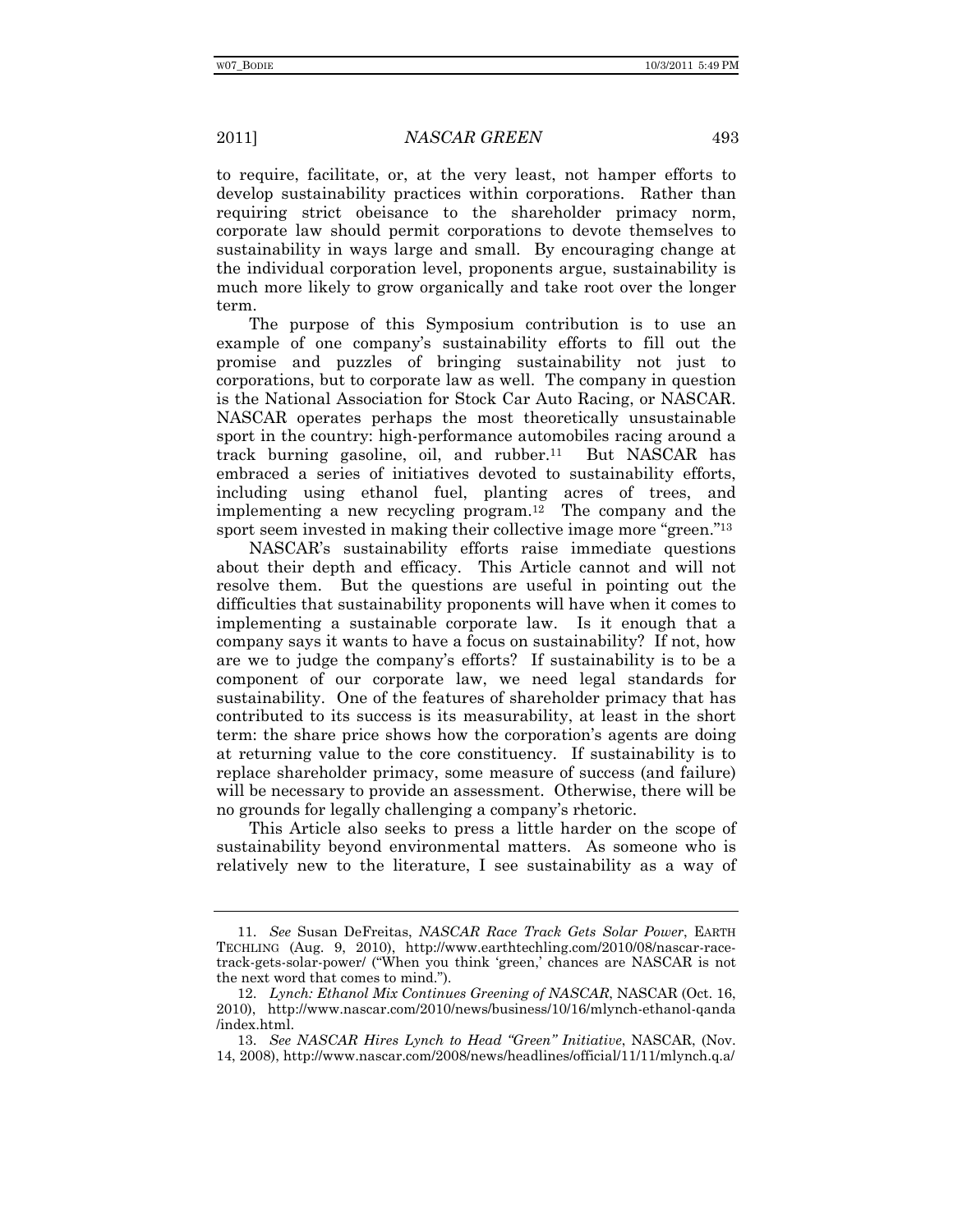to require, facilitate, or, at the very least, not hamper efforts to develop sustainability practices within corporations. Rather than requiring strict obeisance to the shareholder primacy norm, corporate law should permit corporations to devote themselves to sustainability in ways large and small. By encouraging change at the individual corporation level, proponents argue, sustainability is much more likely to grow organically and take root over the longer term.

The purpose of this Symposium contribution is to use an example of one company's sustainability efforts to fill out the promise and puzzles of bringing sustainability not just to corporations, but to corporate law as well. The company in question is the National Association for Stock Car Auto Racing, or NASCAR. NASCAR operates perhaps the most theoretically unsustainable sport in the country: high-performance automobiles racing around a track burning gasoline, oil, and rubber.[11] But NASCAR has embraced a series of initiatives devoted to sustainability efforts, including using ethanol fuel, planting acres of trees, and implementing a new recycling program.[12] The company and the sport seem invested in making their collective image more "green."[13]

NASCAR's sustainability efforts raise immediate questions about their depth and efficacy. This Article cannot and will not resolve them. But the questions are useful in pointing out the difficulties that sustainability proponents will have when it comes to implementing a sustainable corporate law. Is it enough that a company says it wants to have a focus on sustainability? If not, how are we to judge the company's efforts? If sustainability is to be a component of our corporate law, we need legal standards for sustainability. One of the features of shareholder primacy that has contributed to its success is its measurability, at least in the short term: the share price shows how the corporation's agents are doing at returning value to the core constituency. If sustainability is to replace shareholder primacy, some measure of success (and failure) will be necessary to provide an assessment. Otherwise, there will be no grounds for legally challenging a company's rhetoric.

This Article also seeks to press a little harder on the scope of sustainability beyond environmental matters. As someone who is relatively new to the literature, I see sustainability as a way of

---

11. *See* Susan DeFreitas, *NASCAR Race Track Gets Solar Power*, EARTH TECHLING (Aug. 9, 2010), http://www.earthtechling.com/2010/08/nascar-race-track-gets-solar-power/ ("When you think 'green,' chances are NASCAR is not the next word that comes to mind.").

12. *Lynch: Ethanol Mix Continues Greening of NASCAR*, NASCAR (Oct. 16, 2010), http://www.nascar.com/2010/news/business/10/16/mlynch-ethanol-qanda/index.html.

13. *See NASCAR Hires Lynch to Head "Green" Initiative*, NASCAR, (Nov. 14, 2008), http://www.nascar.com/2008/news/headlines/official/11/11/mlynch.q.a/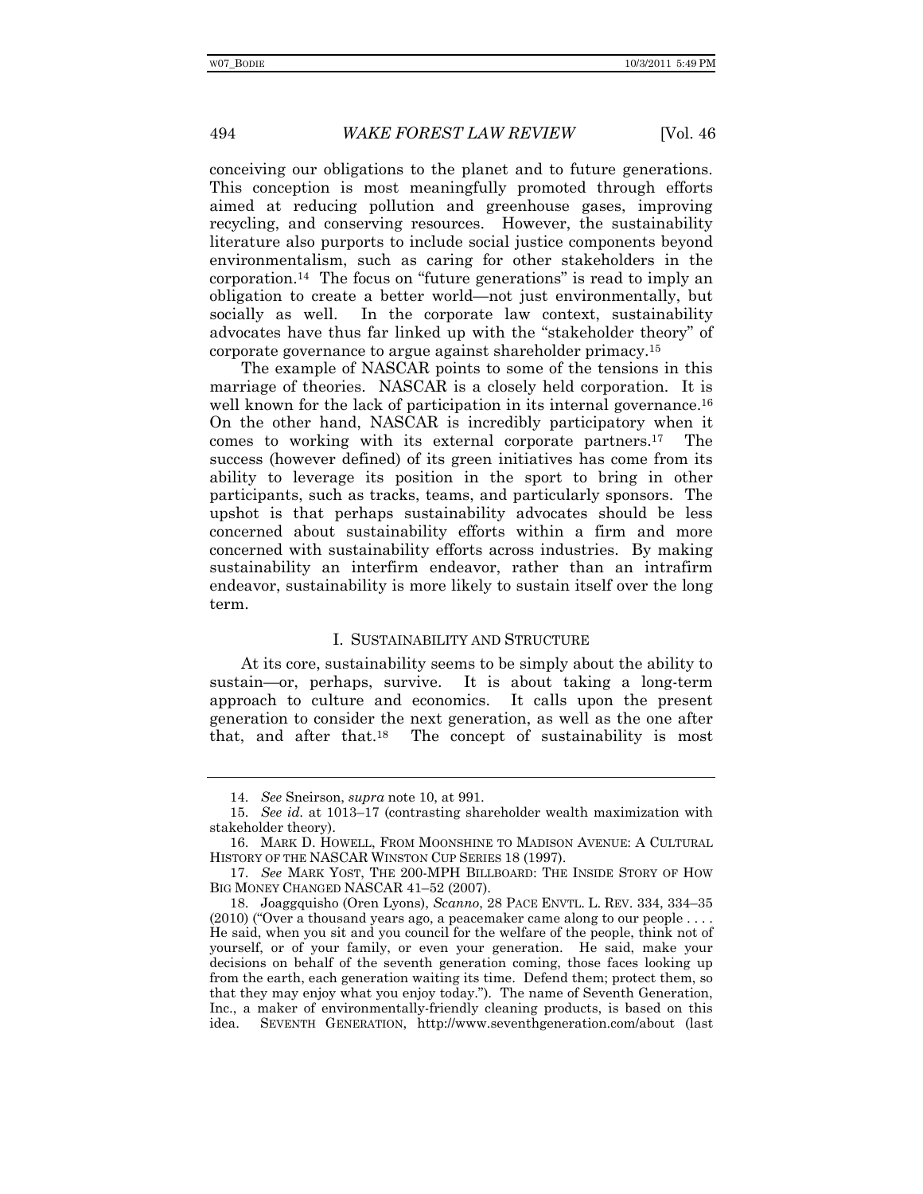conceiving our obligations to the planet and to future generations. This conception is most meaningfully promoted through efforts aimed at reducing pollution and greenhouse gases, improving recycling, and conserving resources. However, the sustainability literature also purports to include social justice components beyond environmentalism, such as caring for other stakeholders in the corporation.[14] The focus on "future generations" is read to imply an obligation to create a better world—not just environmentally, but socially as well. In the corporate law context, sustainability advocates have thus far linked up with the "stakeholder theory" of corporate governance to argue against shareholder primacy.[15]

The example of NASCAR points to some of the tensions in this marriage of theories. NASCAR is a closely held corporation. It is well known for the lack of participation in its internal governance.[16] On the other hand, NASCAR is incredibly participatory when it comes to working with its external corporate partners.[17] The success (however defined) of its green initiatives has come from its ability to leverage its position in the sport to bring in other participants, such as tracks, teams, and particularly sponsors. The upshot is that perhaps sustainability advocates should be less concerned about sustainability efforts within a firm and more concerned with sustainability efforts across industries. By making sustainability an interfirm endeavor, rather than an intrafirm endeavor, sustainability is more likely to sustain itself over the long term.

## I. SUSTAINABILITY AND STRUCTURE

At its core, sustainability seems to be simply about the ability to sustain—or, perhaps, survive. It is about taking a long-term approach to culture and economics. It calls upon the present generation to consider the next generation, as well as the one after that, and after that.[18] The concept of sustainability is most

---

14. *See* Sneirson, *supra* note 10, at 991.

15. *See id.* at 1013–17 (contrasting shareholder wealth maximization with stakeholder theory).

16. MARK D. HOWELL, FROM MOONSHINE TO MADISON AVENUE: A CULTURAL HISTORY OF THE NASCAR WINSTON CUP SERIES 18 (1997).

17. *See* MARK YOST, THE 200-MPH BILLBOARD: THE INSIDE STORY OF HOW BIG MONEY CHANGED NASCAR 41–52 (2007).

18. Joaggquisho (Oren Lyons), *Scanno*, 28 PACE ENVTL. L. REV. 334, 334–35 (2010) ("Over a thousand years ago, a peacemaker came along to our people . . . . He said, when you sit and you council for the welfare of the people, think not of yourself, or of your family, or even your generation. He said, make your decisions on behalf of the seventh generation coming, those faces looking up from the earth, each generation waiting its time. Defend them; protect them, so that they may enjoy what you enjoy today."). The name of Seventh Generation, Inc., a maker of environmentally-friendly cleaning products, is based on this idea. SEVENTH GENERATION, http://www.seventhgeneration.com/about (last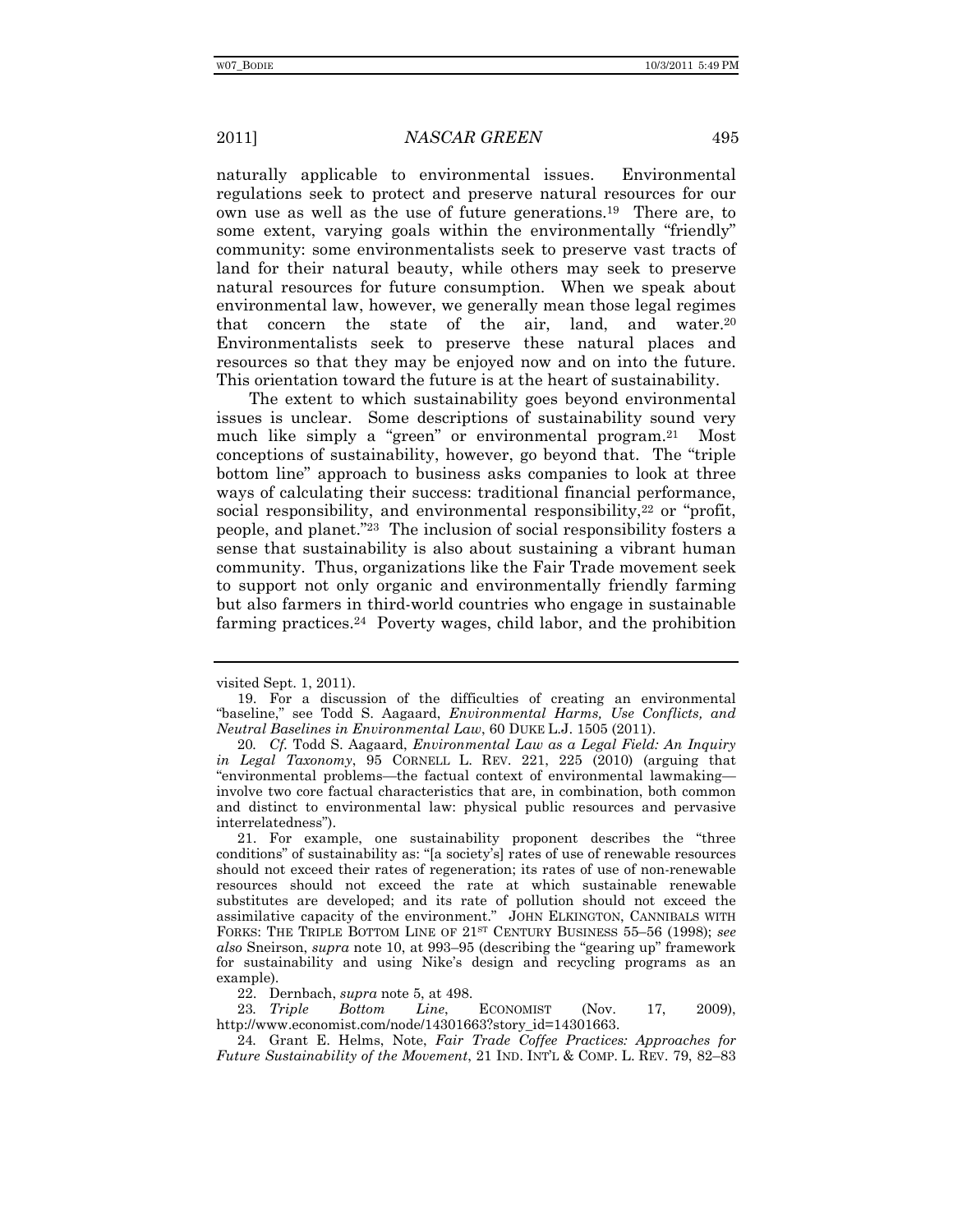naturally applicable to environmental issues. Environmental regulations seek to protect and preserve natural resources for our own use as well as the use of future generations.[19] There are, to some extent, varying goals within the environmentally "friendly" community: some environmentalists seek to preserve vast tracts of land for their natural beauty, while others may seek to preserve natural resources for future consumption. When we speak about environmental law, however, we generally mean those legal regimes that concern the state of the air, land, and water.[20] Environmentalists seek to preserve these natural places and resources so that they may be enjoyed now and on into the future. This orientation toward the future is at the heart of sustainability.

The extent to which sustainability goes beyond environmental issues is unclear. Some descriptions of sustainability sound very much like simply a "green" or environmental program.[21] Most conceptions of sustainability, however, go beyond that. The "triple bottom line" approach to business asks companies to look at three ways of calculating their success: traditional financial performance, social responsibility, and environmental responsibility,[22] or "profit, people, and planet."[23] The inclusion of social responsibility fosters a sense that sustainability is also about sustaining a vibrant human community. Thus, organizations like the Fair Trade movement seek to support not only organic and environmentally friendly farming but also farmers in third-world countries who engage in sustainable farming practices.[24] Poverty wages, child labor, and the prohibition

---

visited Sept. 1, 2011).

19. For a discussion of the difficulties of creating an environmental "baseline," see Todd S. Aagaard, *Environmental Harms, Use Conflicts, and Neutral Baselines in Environmental Law*, 60 DUKE L.J. 1505 (2011).

20. *Cf.* Todd S. Aagaard, *Environmental Law as a Legal Field: An Inquiry in Legal Taxonomy*, 95 CORNELL L. REV. 221, 225 (2010) (arguing that "environmental problems—the factual context of environmental lawmaking—involve two core factual characteristics that are, in combination, both common and distinct to environmental law: physical public resources and pervasive interrelatedness").

21. For example, one sustainability proponent describes the "three conditions" of sustainability as: "[a society's] rates of use of renewable resources should not exceed their rates of regeneration; its rates of use of non-renewable resources should not exceed the rate at which sustainable renewable substitutes are developed; and its rate of pollution should not exceed the assimilative capacity of the environment." JOHN ELKINGTON, CANNIBALS WITH FORKS: THE TRIPLE BOTTOM LINE OF 21ST CENTURY BUSINESS 55–56 (1998); *see also* Sneirson, *supra* note 10, at 993–95 (describing the "gearing up" framework for sustainability and using Nike's design and recycling programs as an example).

22. Dernbach, *supra* note 5, at 498.

23. *Triple Bottom Line*, ECONOMIST (Nov. 17, 2009), http://www.economist.com/node/14301663?story_id=14301663.

24. Grant E. Helms, Note, *Fair Trade Coffee Practices: Approaches for Future Sustainability of the Movement*, 21 IND. INT'L & COMP. L. REV. 79, 82–83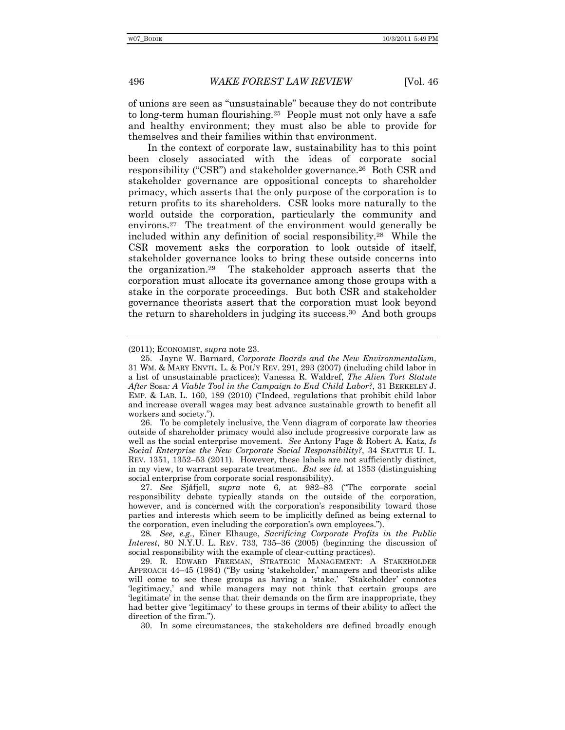of unions are seen as "unsustainable" because they do not contribute to long-term human flourishing.[25] People must not only have a safe and healthy environment; they must also be able to provide for themselves and their families within that environment.

In the context of corporate law, sustainability has to this point been closely associated with the ideas of corporate social responsibility ("CSR") and stakeholder governance.[26] Both CSR and stakeholder governance are oppositional concepts to shareholder primacy, which asserts that the only purpose of the corporation is to return profits to its shareholders. CSR looks more naturally to the world outside the corporation, particularly the community and environs.[27] The treatment of the environment would generally be included within any definition of social responsibility.[28] While the CSR movement asks the corporation to look outside of itself, stakeholder governance looks to bring these outside concerns into the organization.[29] The stakeholder approach asserts that the corporation must allocate its governance among those groups with a stake in the corporate proceedings. But both CSR and stakeholder governance theorists assert that the corporation must look beyond the return to shareholders in judging its success.[30] And both groups

---

(2011); ECONOMIST, *supra* note 23.

25. Jayne W. Barnard, *Corporate Boards and the New Environmentalism*, 31 WM. & MARY ENVTL. L. & POL'Y REV. 291, 293 (2007) (including child labor in a list of unsustainable practices); Vanessa R. Waldref, *The Alien Tort Statute After* Sosa*: A Viable Tool in the Campaign to End Child Labor?*, 31 BERKELEY J. EMP. & LAB. L. 160, 189 (2010) ("Indeed, regulations that prohibit child labor and increase overall wages may best advance sustainable growth to benefit all workers and society.").

26. To be completely inclusive, the Venn diagram of corporate law theories outside of shareholder primacy would also include progressive corporate law as well as the social enterprise movement. *See* Antony Page & Robert A. Katz, *Is Social Enterprise the New Corporate Social Responsibility?*, 34 SEATTLE U. L. REV. 1351, 1352–53 (2011). However, these labels are not sufficiently distinct, in my view, to warrant separate treatment. *But see id.* at 1353 (distinguishing social enterprise from corporate social responsibility).

27. *See* Sjåfjell, *supra* note 6, at 982–83 ("The corporate social responsibility debate typically stands on the outside of the corporation, however, and is concerned with the corporation's responsibility toward those parties and interests which seem to be implicitly defined as being external to the corporation, even including the corporation's own employees.").

28. *See, e.g.*, Einer Elhauge, *Sacrificing Corporate Profits in the Public Interest*, 80 N.Y.U. L. REV. 733, 735–36 (2005) (beginning the discussion of social responsibility with the example of clear-cutting practices).

29. R. EDWARD FREEMAN, STRATEGIC MANAGEMENT: A STAKEHOLDER APPROACH 44–45 (1984) ("By using 'stakeholder,' managers and theorists alike will come to see these groups as having a 'stake.' 'Stakeholder' connotes 'legitimacy,' and while managers may not think that certain groups are 'legitimate' in the sense that their demands on the firm are inappropriate, they had better give 'legitimacy' to these groups in terms of their ability to affect the direction of the firm.").

30. In some circumstances, the stakeholders are defined broadly enough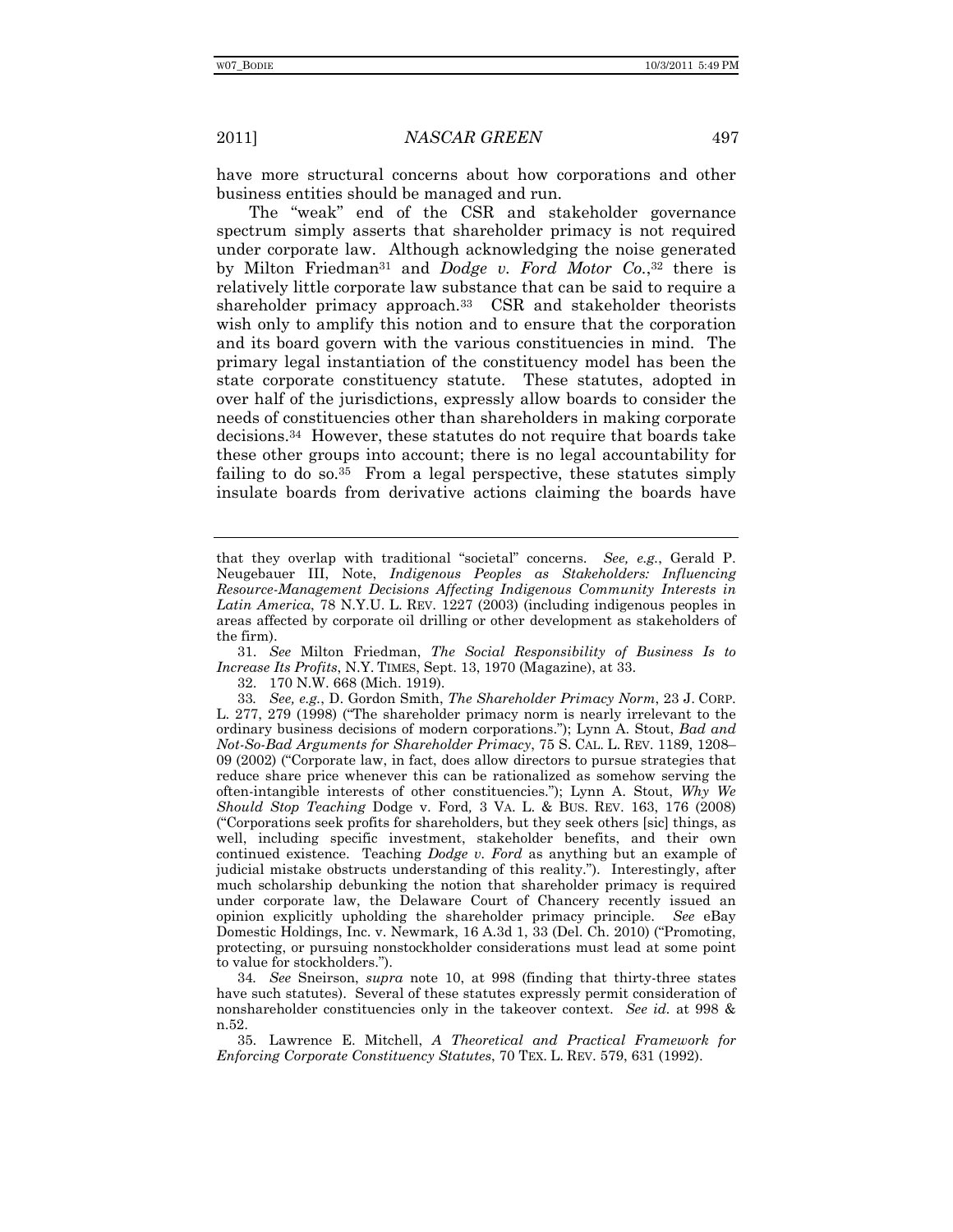have more structural concerns about how corporations and other business entities should be managed and run.

The "weak" end of the CSR and stakeholder governance spectrum simply asserts that shareholder primacy is not required under corporate law. Although acknowledging the noise generated by Milton Friedman[31] and *Dodge v. Ford Motor Co.*,[32] there is relatively little corporate law substance that can be said to require a shareholder primacy approach.[33] CSR and stakeholder theorists wish only to amplify this notion and to ensure that the corporation and its board govern with the various constituencies in mind. The primary legal instantiation of the constituency model has been the state corporate constituency statute. These statutes, adopted in over half of the jurisdictions, expressly allow boards to consider the needs of constituencies other than shareholders in making corporate decisions.[34] However, these statutes do not require that boards take these other groups into account; there is no legal accountability for failing to do so.[35] From a legal perspective, these statutes simply insulate boards from derivative actions claiming the boards have

---

that they overlap with traditional "societal" concerns. *See, e.g.*, Gerald P. Neugebauer III, Note, *Indigenous Peoples as Stakeholders: Influencing Resource-Management Decisions Affecting Indigenous Community Interests in Latin America*, 78 N.Y.U. L. REV. 1227 (2003) (including indigenous peoples in areas affected by corporate oil drilling or other development as stakeholders of the firm).

31. *See* Milton Friedman, *The Social Responsibility of Business Is to Increase Its Profits*, N.Y. TIMES, Sept. 13, 1970 (Magazine), at 33.

32. 170 N.W. 668 (Mich. 1919).

33. *See, e.g.*, D. Gordon Smith, *The Shareholder Primacy Norm*, 23 J. CORP. L. 277, 279 (1998) ("The shareholder primacy norm is nearly irrelevant to the ordinary business decisions of modern corporations."); Lynn A. Stout, *Bad and Not-So-Bad Arguments for Shareholder Primacy*, 75 S. CAL. L. REV. 1189, 1208–09 (2002) ("Corporate law, in fact, does allow directors to pursue strategies that reduce share price whenever this can be rationalized as somehow serving the often-intangible interests of other constituencies."); Lynn A. Stout, *Why We Should Stop Teaching* Dodge v. Ford, 3 VA. L. & BUS. REV. 163, 176 (2008) ("Corporations seek profits for shareholders, but they seek others [sic] things, as well, including specific investment, stakeholder benefits, and their own continued existence. Teaching *Dodge v. Ford* as anything but an example of judicial mistake obstructs understanding of this reality."). Interestingly, after much scholarship debunking the notion that shareholder primacy is required under corporate law, the Delaware Court of Chancery recently issued an opinion explicitly upholding the shareholder primacy principle. *See* eBay Domestic Holdings, Inc. v. Newmark, 16 A.3d 1, 33 (Del. Ch. 2010) ("Promoting, protecting, or pursuing nonstockholder considerations must lead at some point to value for stockholders.").

34. *See* Sneirson, *supra* note 10, at 998 (finding that thirty-three states have such statutes). Several of these statutes expressly permit consideration of nonshareholder constituencies only in the takeover context. *See id.* at 998 & n.52.

35. Lawrence E. Mitchell, *A Theoretical and Practical Framework for Enforcing Corporate Constituency Statutes*, 70 TEX. L. REV. 579, 631 (1992).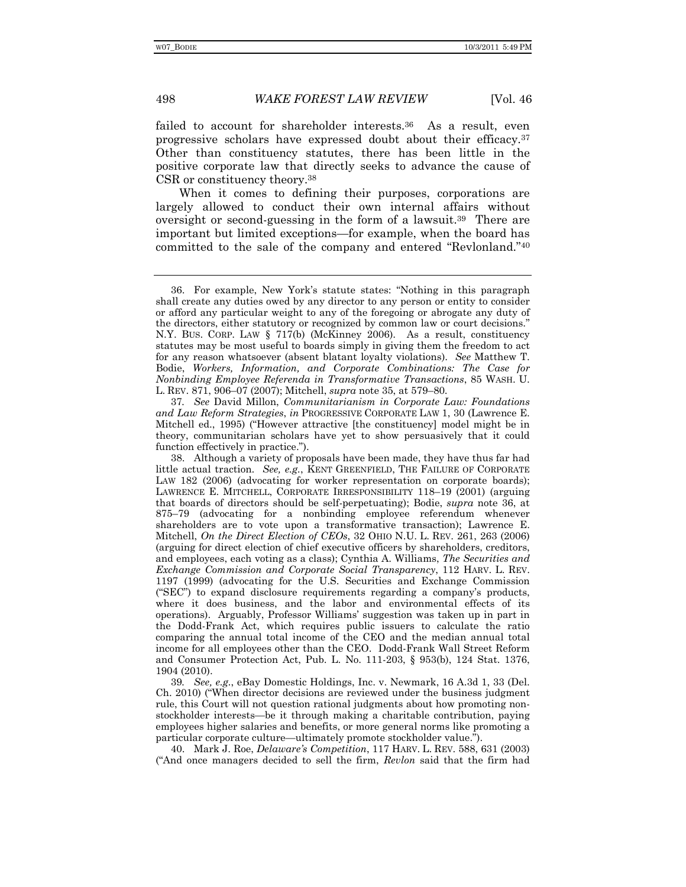failed to account for shareholder interests.[36] As a result, even progressive scholars have expressed doubt about their efficacy.[37] Other than constituency statutes, there has been little in the positive corporate law that directly seeks to advance the cause of CSR or constituency theory.[38]

When it comes to defining their purposes, corporations are largely allowed to conduct their own internal affairs without oversight or second-guessing in the form of a lawsuit.[39] There are important but limited exceptions—for example, when the board has committed to the sale of the company and entered "Revlonland."[40]

---

36. For example, New York's statute states: "Nothing in this paragraph shall create any duties owed by any director to any person or entity to consider or afford any particular weight to any of the foregoing or abrogate any duty of the directors, either statutory or recognized by common law or court decisions." N.Y. BUS. CORP. LAW § 717(b) (McKinney 2006). As a result, constituency statutes may be most useful to boards simply in giving them the freedom to act for any reason whatsoever (absent blatant loyalty violations). *See* Matthew T. Bodie, *Workers, Information, and Corporate Combinations: The Case for Nonbinding Employee Referenda in Transformative Transactions*, 85 WASH. U. L. REV. 871, 906–07 (2007); Mitchell, *supra* note 35, at 579–80.

37. *See* David Millon, *Communitarianism in Corporate Law: Foundations and Law Reform Strategies*, *in* PROGRESSIVE CORPORATE LAW 1, 30 (Lawrence E. Mitchell ed., 1995) ("However attractive [the constituency] model might be in theory, communitarian scholars have yet to show persuasively that it could function effectively in practice.").

38. Although a variety of proposals have been made, they have thus far had little actual traction. *See, e.g.*, KENT GREENFIELD, THE FAILURE OF CORPORATE LAW 182 (2006) (advocating for worker representation on corporate boards); LAWRENCE E. MITCHELL, CORPORATE IRRESPONSIBILITY 118–19 (2001) (arguing that boards of directors should be self-perpetuating); Bodie, *supra* note 36, at 875–79 (advocating for a nonbinding employee referendum whenever shareholders are to vote upon a transformative transaction); Lawrence E. Mitchell, *On the Direct Election of CEOs*, 32 OHIO N.U. L. REV. 261, 263 (2006) (arguing for direct election of chief executive officers by shareholders, creditors, and employees, each voting as a class); Cynthia A. Williams, *The Securities and Exchange Commission and Corporate Social Transparency*, 112 HARV. L. REV. 1197 (1999) (advocating for the U.S. Securities and Exchange Commission ("SEC") to expand disclosure requirements regarding a company's products, where it does business, and the labor and environmental effects of its operations). Arguably, Professor Williams' suggestion was taken up in part in the Dodd-Frank Act, which requires public issuers to calculate the ratio comparing the annual total income of the CEO and the median annual total income for all employees other than the CEO. Dodd-Frank Wall Street Reform and Consumer Protection Act, Pub. L. No. 111-203, § 953(b), 124 Stat. 1376, 1904 (2010).

39. *See, e.g.*, eBay Domestic Holdings, Inc. v. Newmark, 16 A.3d 1, 33 (Del. Ch. 2010) ("When director decisions are reviewed under the business judgment rule, this Court will not question rational judgments about how promoting non-stockholder interests—be it through making a charitable contribution, paying employees higher salaries and benefits, or more general norms like promoting a particular corporate culture—ultimately promote stockholder value.").

40. Mark J. Roe, *Delaware's Competition*, 117 HARV. L. REV. 588, 631 (2003) ("And once managers decided to sell the firm, *Revlon* said that the firm had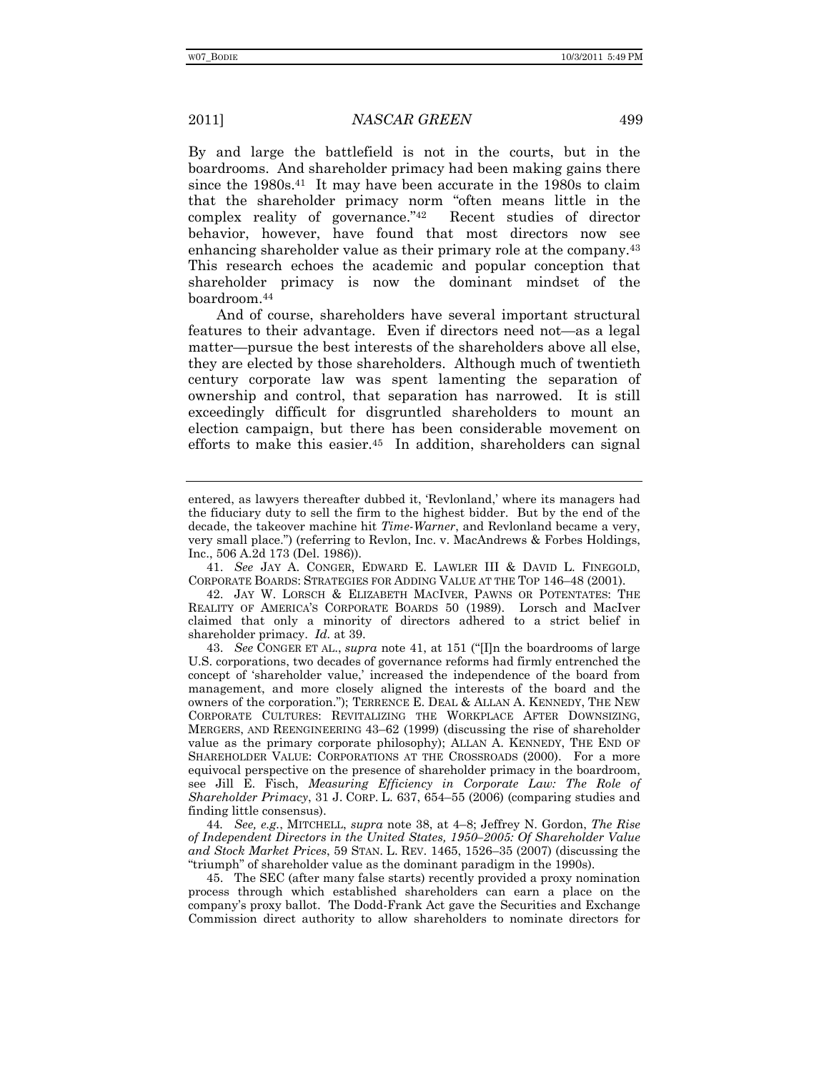By and large the battlefield is not in the courts, but in the boardrooms. And shareholder primacy had been making gains there since the 1980s.[41] It may have been accurate in the 1980s to claim that the shareholder primacy norm "often means little in the complex reality of governance."[42] Recent studies of director behavior, however, have found that most directors now see enhancing shareholder value as their primary role at the company.[43] This research echoes the academic and popular conception that shareholder primacy is now the dominant mindset of the boardroom.[44]

And of course, shareholders have several important structural features to their advantage. Even if directors need not—as a legal matter—pursue the best interests of the shareholders above all else, they are elected by those shareholders. Although much of twentieth century corporate law was spent lamenting the separation of ownership and control, that separation has narrowed. It is still exceedingly difficult for disgruntled shareholders to mount an election campaign, but there has been considerable movement on efforts to make this easier.[45] In addition, shareholders can signal

---

entered, as lawyers thereafter dubbed it, 'Revlonland,' where its managers had the fiduciary duty to sell the firm to the highest bidder. But by the end of the decade, the takeover machine hit *Time-Warner*, and Revlonland became a very, very small place.") (referring to Revlon, Inc. v. MacAndrews & Forbes Holdings, Inc., 506 A.2d 173 (Del. 1986)).

41. *See* JAY A. CONGER, EDWARD E. LAWLER III & DAVID L. FINEGOLD, CORPORATE BOARDS: STRATEGIES FOR ADDING VALUE AT THE TOP 146–48 (2001).

42. JAY W. LORSCH & ELIZABETH MACIVER, PAWNS OR POTENTATES: THE REALITY OF AMERICA'S CORPORATE BOARDS 50 (1989). Lorsch and MacIver claimed that only a minority of directors adhered to a strict belief in shareholder primacy. *Id.* at 39.

43. *See* CONGER ET AL., *supra* note 41, at 151 ("[I]n the boardrooms of large U.S. corporations, two decades of governance reforms had firmly entrenched the concept of 'shareholder value,' increased the independence of the board from management, and more closely aligned the interests of the board and the owners of the corporation."); TERRENCE E. DEAL & ALLAN A. KENNEDY, THE NEW CORPORATE CULTURES: REVITALIZING THE WORKPLACE AFTER DOWNSIZING, MERGERS, AND REENGINEERING 43–62 (1999) (discussing the rise of shareholder value as the primary corporate philosophy); ALLAN A. KENNEDY, THE END OF SHAREHOLDER VALUE: CORPORATIONS AT THE CROSSROADS (2000). For a more equivocal perspective on the presence of shareholder primacy in the boardroom, see Jill E. Fisch, *Measuring Efficiency in Corporate Law: The Role of Shareholder Primacy*, 31 J. CORP. L. 637, 654–55 (2006) (comparing studies and finding little consensus).

44. *See, e.g.*, MITCHELL, *supra* note 38, at 4–8; Jeffrey N. Gordon, *The Rise of Independent Directors in the United States, 1950–2005: Of Shareholder Value and Stock Market Prices*, 59 STAN. L. REV. 1465, 1526–35 (2007) (discussing the "triumph" of shareholder value as the dominant paradigm in the 1990s).

45. The SEC (after many false starts) recently provided a proxy nomination process through which established shareholders can earn a place on the company's proxy ballot. The Dodd-Frank Act gave the Securities and Exchange Commission direct authority to allow shareholders to nominate directors for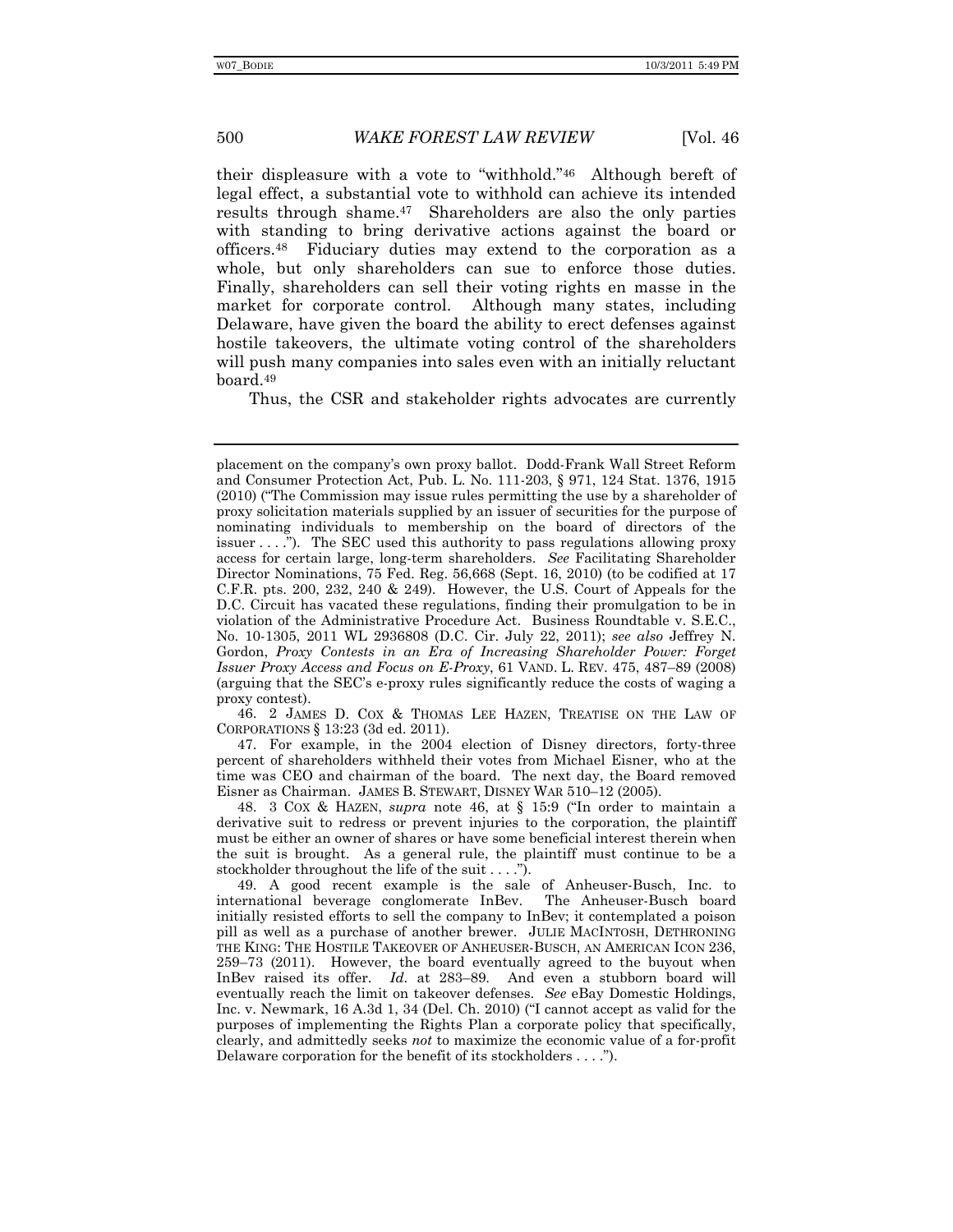their displeasure with a vote to "withhold."[46] Although bereft of legal effect, a substantial vote to withhold can achieve its intended results through shame.[47] Shareholders are also the only parties with standing to bring derivative actions against the board or officers.[48] Fiduciary duties may extend to the corporation as a whole, but only shareholders can sue to enforce those duties. Finally, shareholders can sell their voting rights en masse in the market for corporate control. Although many states, including Delaware, have given the board the ability to erect defenses against hostile takeovers, the ultimate voting control of the shareholders will push many companies into sales even with an initially reluctant board.[49]

Thus, the CSR and stakeholder rights advocates are currently

---

placement on the company's own proxy ballot. Dodd-Frank Wall Street Reform and Consumer Protection Act, Pub. L. No. 111-203, § 971, 124 Stat. 1376, 1915 (2010) ("The Commission may issue rules permitting the use by a shareholder of proxy solicitation materials supplied by an issuer of securities for the purpose of nominating individuals to membership on the board of directors of the issuer . . . ."). The SEC used this authority to pass regulations allowing proxy access for certain large, long-term shareholders. *See* Facilitating Shareholder Director Nominations, 75 Fed. Reg. 56,668 (Sept. 16, 2010) (to be codified at 17 C.F.R. pts. 200, 232, 240 & 249). However, the U.S. Court of Appeals for the D.C. Circuit has vacated these regulations, finding their promulgation to be in violation of the Administrative Procedure Act. Business Roundtable v. S.E.C., No. 10-1305, 2011 WL 2936808 (D.C. Cir. July 22, 2011); *see also* Jeffrey N. Gordon, *Proxy Contests in an Era of Increasing Shareholder Power: Forget Issuer Proxy Access and Focus on E-Proxy*, 61 VAND. L. REV. 475, 487–89 (2008) (arguing that the SEC's e-proxy rules significantly reduce the costs of waging a proxy contest).

46. 2 JAMES D. COX & THOMAS LEE HAZEN, TREATISE ON THE LAW OF CORPORATIONS § 13:23 (3d ed. 2011).

47. For example, in the 2004 election of Disney directors, forty-three percent of shareholders withheld their votes from Michael Eisner, who at the time was CEO and chairman of the board. The next day, the Board removed Eisner as Chairman. JAMES B. STEWART, DISNEY WAR 510–12 (2005).

48. 3 COX & HAZEN, *supra* note 46, at § 15:9 ("In order to maintain a derivative suit to redress or prevent injuries to the corporation, the plaintiff must be either an owner of shares or have some beneficial interest therein when the suit is brought. As a general rule, the plaintiff must continue to be a stockholder throughout the life of the suit . . . .").

49. A good recent example is the sale of Anheuser-Busch, Inc. to international beverage conglomerate InBev. The Anheuser-Busch board initially resisted efforts to sell the company to InBev; it contemplated a poison pill as well as a purchase of another brewer. JULIE MACINTOSH, DETHRONING THE KING: THE HOSTILE TAKEOVER OF ANHEUSER-BUSCH, AN AMERICAN ICON 236, 259–73 (2011). However, the board eventually agreed to the buyout when InBev raised its offer. *Id.* at 283–89. And even a stubborn board will eventually reach the limit on takeover defenses. *See* eBay Domestic Holdings, Inc. v. Newmark, 16 A.3d 1, 34 (Del. Ch. 2010) ("I cannot accept as valid for the purposes of implementing the Rights Plan a corporate policy that specifically, clearly, and admittedly seeks *not* to maximize the economic value of a for-profit Delaware corporation for the benefit of its stockholders . . . .").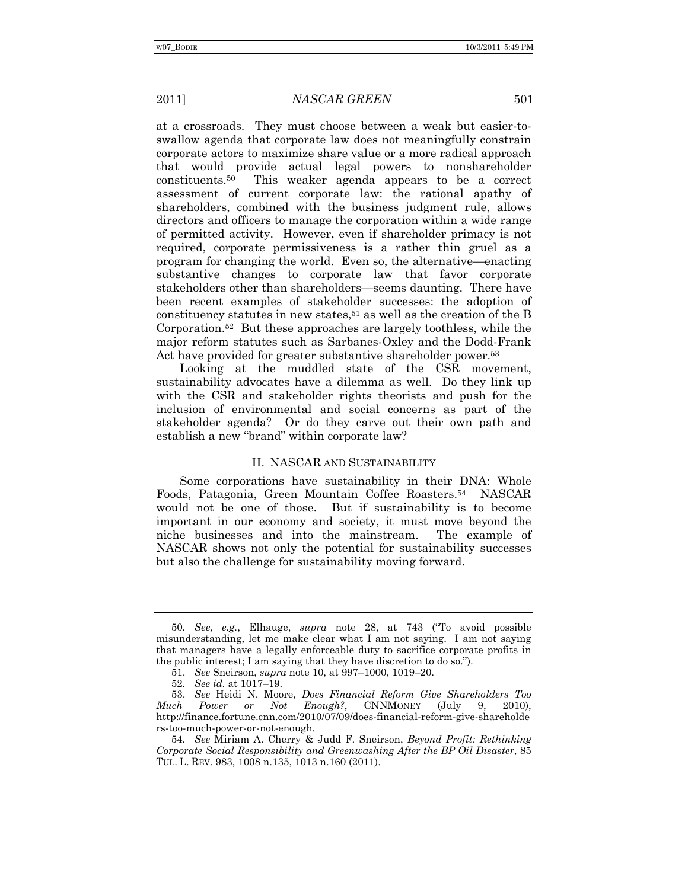at a crossroads. They must choose between a weak but easier-to-swallow agenda that corporate law does not meaningfully constrain corporate actors to maximize share value or a more radical approach that would provide actual legal powers to nonshareholder constituents.[50] This weaker agenda appears to be a correct assessment of current corporate law: the rational apathy of shareholders, combined with the business judgment rule, allows directors and officers to manage the corporation within a wide range of permitted activity. However, even if shareholder primacy is not required, corporate permissiveness is a rather thin gruel as a program for changing the world. Even so, the alternative—enacting substantive changes to corporate law that favor corporate stakeholders other than shareholders—seems daunting. There have been recent examples of stakeholder successes: the adoption of constituency statutes in new states,[51] as well as the creation of the B Corporation.[52] But these approaches are largely toothless, while the major reform statutes such as Sarbanes-Oxley and the Dodd-Frank Act have provided for greater substantive shareholder power.[53]

Looking at the muddled state of the CSR movement, sustainability advocates have a dilemma as well. Do they link up with the CSR and stakeholder rights theorists and push for the inclusion of environmental and social concerns as part of the stakeholder agenda? Or do they carve out their own path and establish a new "brand" within corporate law?

## II. NASCAR AND SUSTAINABILITY

Some corporations have sustainability in their DNA: Whole Foods, Patagonia, Green Mountain Coffee Roasters.[54] NASCAR would not be one of those. But if sustainability is to become important in our economy and society, it must move beyond the niche businesses and into the mainstream. The example of NASCAR shows not only the potential for sustainability successes but also the challenge for sustainability moving forward.

---

50. *See, e.g.*, Elhauge, *supra* note 28, at 743 ("To avoid possible misunderstanding, let me make clear what I am not saying. I am not saying that managers have a legally enforceable duty to sacrifice corporate profits in the public interest; I am saying that they have discretion to do so.").

51. *See* Sneirson, *supra* note 10, at 997–1000, 1019–20.

52. *See id.* at 1017–19.

53. *See* Heidi N. Moore, *Does Financial Reform Give Shareholders Too Much Power or Not Enough?*, CNNMONEY (July 9, 2010), http://finance.fortune.cnn.com/2010/07/09/does-financial-reform-give-shareholders-too-much-power-or-not-enough.

54. *See* Miriam A. Cherry & Judd F. Sneirson, *Beyond Profit: Rethinking Corporate Social Responsibility and Greenwashing After the BP Oil Disaster*, 85 TUL. L. REV. 983, 1008 n.135, 1013 n.160 (2011).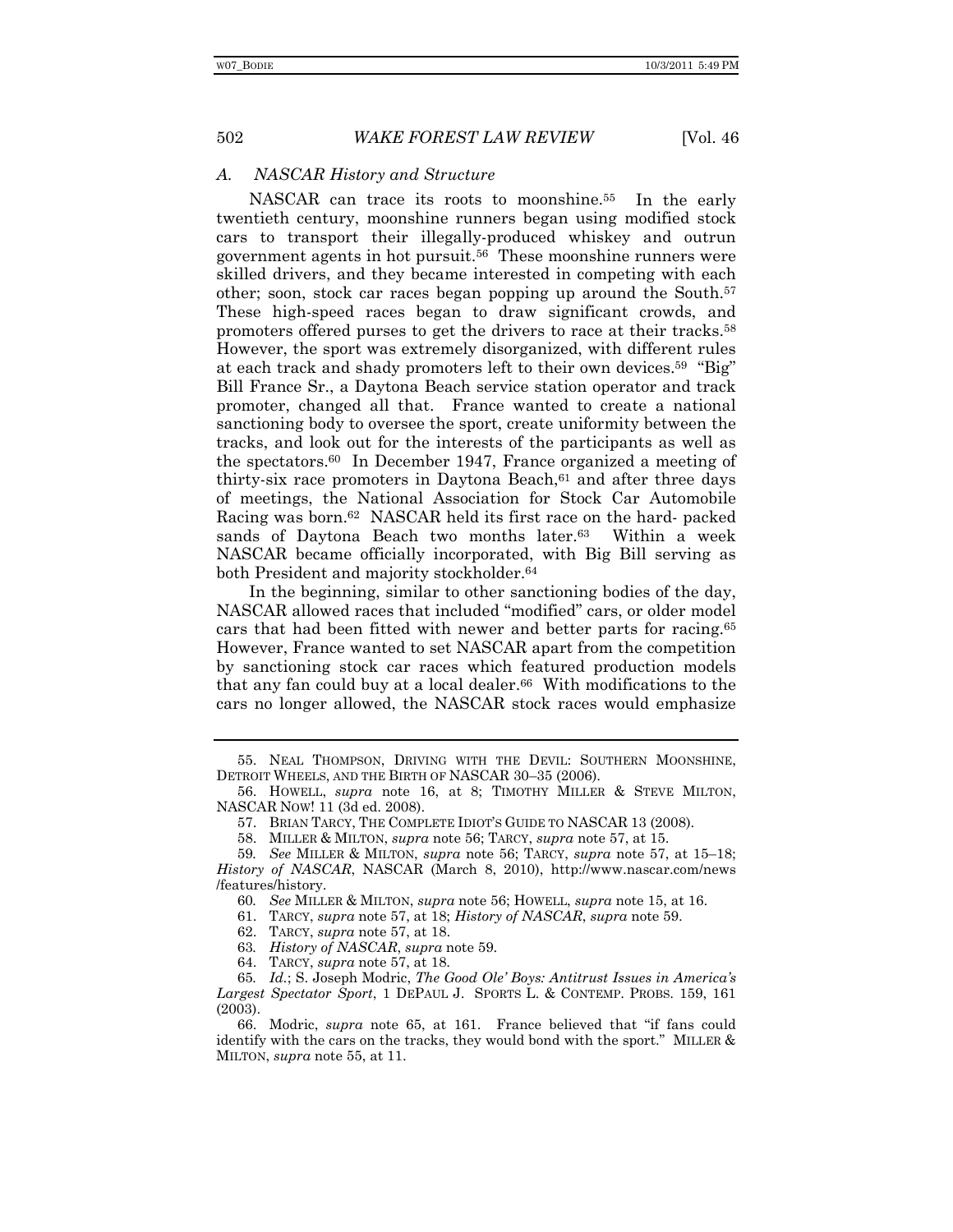### A. NASCAR History and Structure

NASCAR can trace its roots to moonshine.[55] In the early twentieth century, moonshine runners began using modified stock cars to transport their illegally-produced whiskey and outrun government agents in hot pursuit.[56] These moonshine runners were skilled drivers, and they became interested in competing with each other; soon, stock car races began popping up around the South.[57] These high-speed races began to draw significant crowds, and promoters offered purses to get the drivers to race at their tracks.[58] However, the sport was extremely disorganized, with different rules at each track and shady promoters left to their own devices.[59] "Big" Bill France Sr., a Daytona Beach service station operator and track promoter, changed all that. France wanted to create a national sanctioning body to oversee the sport, create uniformity between the tracks, and look out for the interests of the participants as well as the spectators.[60] In December 1947, France organized a meeting of thirty-six race promoters in Daytona Beach,[61] and after three days of meetings, the National Association for Stock Car Automobile Racing was born.[62] NASCAR held its first race on the hard- packed sands of Daytona Beach two months later.[63] Within a week NASCAR became officially incorporated, with Big Bill serving as both President and majority stockholder.[64]

In the beginning, similar to other sanctioning bodies of the day, NASCAR allowed races that included "modified" cars, or older model cars that had been fitted with newer and better parts for racing.[65] However, France wanted to set NASCAR apart from the competition by sanctioning stock car races which featured production models that any fan could buy at a local dealer.[66] With modifications to the cars no longer allowed, the NASCAR stock races would emphasize

---

55. NEAL THOMPSON, DRIVING WITH THE DEVIL: SOUTHERN MOONSHINE, DETROIT WHEELS, AND THE BIRTH OF NASCAR 30–35 (2006).

56. HOWELL, *supra* note 16, at 8; TIMOTHY MILLER & STEVE MILTON, NASCAR NOW! 11 (3d ed. 2008).

57. BRIAN TARCY, THE COMPLETE IDIOT'S GUIDE TO NASCAR 13 (2008).

58. MILLER & MILTON, *supra* note 56; TARCY, *supra* note 57, at 15.

59. *See* MILLER & MILTON, *supra* note 56; TARCY, *supra* note 57, at 15–18; *History of NASCAR*, NASCAR (March 8, 2010), http://www.nascar.com/news/features/history.

60. *See* MILLER & MILTON, *supra* note 56; HOWELL, *supra* note 15, at 16.

61. TARCY, *supra* note 57, at 18; *History of NASCAR*, *supra* note 59.

62. TARCY, *supra* note 57, at 18.

63. *History of NASCAR*, *supra* note 59.

64. TARCY, *supra* note 57, at 18.

65. *Id.*; S. Joseph Modric, *The Good Ole' Boys: Antitrust Issues in America's Largest Spectator Sport*, 1 DEPAUL J. SPORTS L. & CONTEMP. PROBS. 159, 161 (2003).

66. Modric, *supra* note 65, at 161. France believed that "if fans could identify with the cars on the tracks, they would bond with the sport." MILLER & MILTON, *supra* note 55, at 11.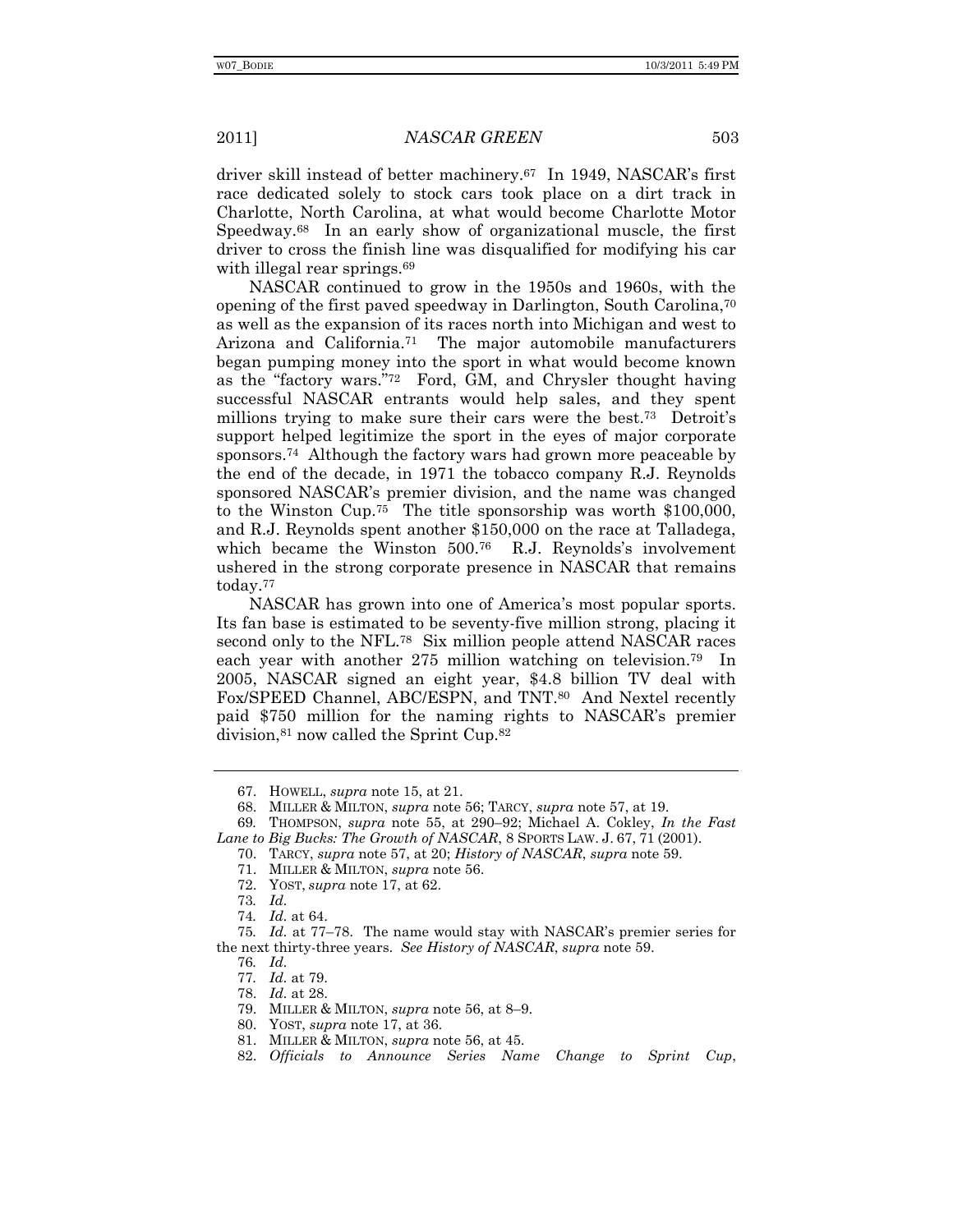driver skill instead of better machinery.[67] In 1949, NASCAR's first race dedicated solely to stock cars took place on a dirt track in Charlotte, North Carolina, at what would become Charlotte Motor Speedway.[68] In an early show of organizational muscle, the first driver to cross the finish line was disqualified for modifying his car with illegal rear springs.[69]

NASCAR continued to grow in the 1950s and 1960s, with the opening of the first paved speedway in Darlington, South Carolina,[70] as well as the expansion of its races north into Michigan and west to Arizona and California.[71] The major automobile manufacturers began pumping money into the sport in what would become known as the "factory wars."[72] Ford, GM, and Chrysler thought having successful NASCAR entrants would help sales, and they spent millions trying to make sure their cars were the best.[73] Detroit's support helped legitimize the sport in the eyes of major corporate sponsors.[74] Although the factory wars had grown more peaceable by the end of the decade, in 1971 the tobacco company R.J. Reynolds sponsored NASCAR's premier division, and the name was changed to the Winston Cup.[75] The title sponsorship was worth $100,000, and R.J. Reynolds spent another $150,000 on the race at Talladega, which became the Winston 500.[76] R.J. Reynolds's involvement ushered in the strong corporate presence in NASCAR that remains today.[77]

NASCAR has grown into one of America's most popular sports. Its fan base is estimated to be seventy-five million strong, placing it second only to the NFL.[78] Six million people attend NASCAR races each year with another 275 million watching on television.[79] In 2005, NASCAR signed an eight year, $4.8 billion TV deal with Fox/SPEED Channel, ABC/ESPN, and TNT.[80] And Nextel recently paid $750 million for the naming rights to NASCAR's premier division,[81] now called the Sprint Cup.[82]

---

67. HOWELL, *supra* note 15, at 21.

68. MILLER & MILTON, *supra* note 56; TARCY, *supra* note 57, at 19.

69. THOMPSON, *supra* note 55, at 290–92; Michael A. Cokley, *In the Fast Lane to Big Bucks: The Growth of NASCAR*, 8 SPORTS LAW. J. 67, 71 (2001).

70. TARCY, *supra* note 57, at 20; *History of NASCAR*, *supra* note 59.

71. MILLER & MILTON, *supra* note 56.

72. YOST, *supra* note 17, at 62.

73. *Id.*

74. *Id.* at 64.

75. *Id.* at 77–78. The name would stay with NASCAR's premier series for the next thirty-three years. *See History of NASCAR*, *supra* note 59.

76. *Id.*

77. *Id.* at 79.

78. *Id.* at 28.

79. MILLER & MILTON, *supra* note 56, at 8–9.

80. YOST, *supra* note 17, at 36.

81. MILLER & MILTON, *supra* note 56, at 45.

82. *Officials to Announce Series Name Change to Sprint Cup*,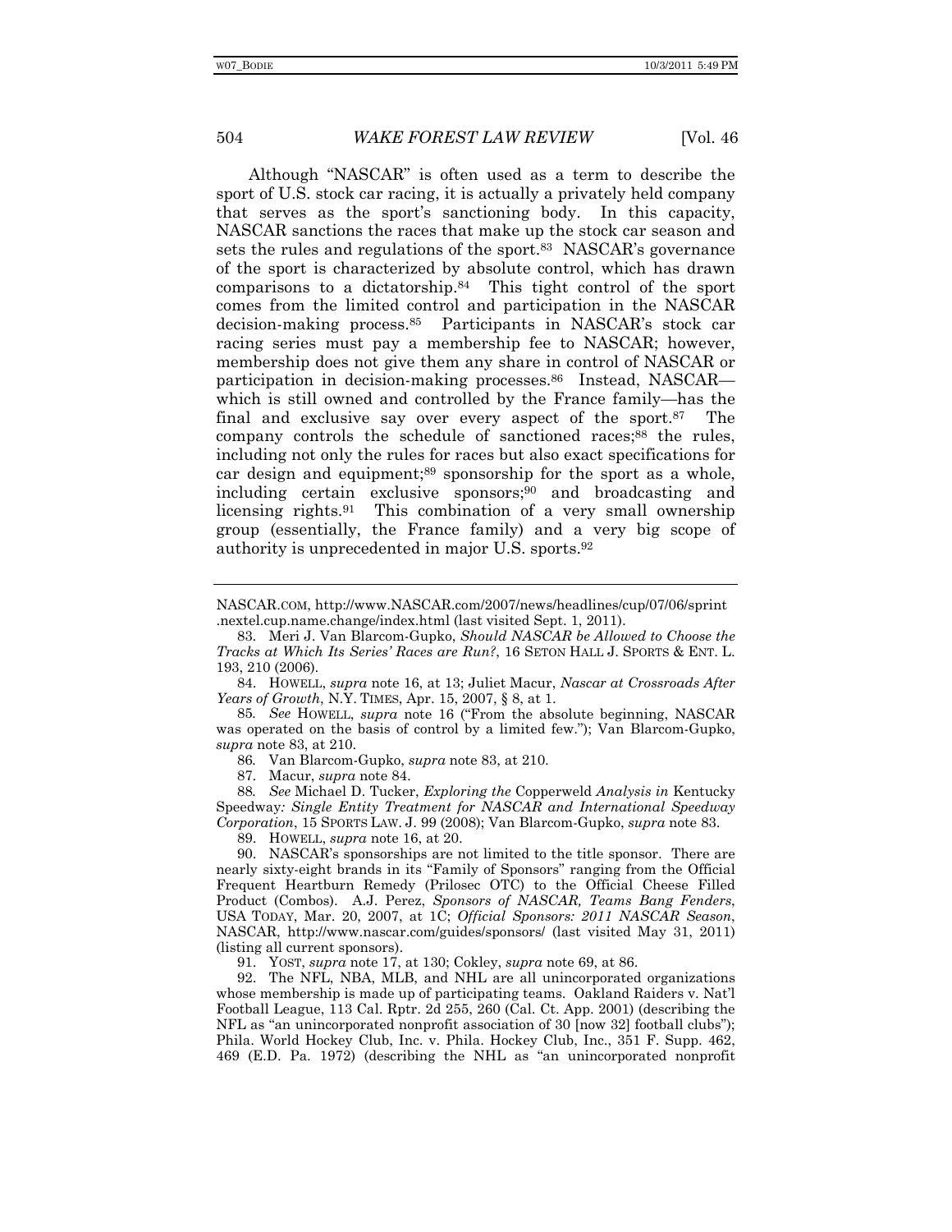Although "NASCAR" is often used as a term to describe the sport of U.S. stock car racing, it is actually a privately held company that serves as the sport's sanctioning body. In this capacity, NASCAR sanctions the races that make up the stock car season and sets the rules and regulations of the sport.[83] NASCAR's governance of the sport is characterized by absolute control, which has drawn comparisons to a dictatorship.[84] This tight control of the sport comes from the limited control and participation in the NASCAR decision-making process.[85] Participants in NASCAR's stock car racing series must pay a membership fee to NASCAR; however, membership does not give them any share in control of NASCAR or participation in decision-making processes.[86] Instead, NASCAR—which is still owned and controlled by the France family—has the final and exclusive say over every aspect of the sport.[87] The company controls the schedule of sanctioned races;[88] the rules, including not only the rules for races but also exact specifications for car design and equipment;[89] sponsorship for the sport as a whole, including certain exclusive sponsors;[90] and broadcasting and licensing rights.[91] This combination of a very small ownership group (essentially, the France family) and a very big scope of authority is unprecedented in major U.S. sports.[92]

---

NASCAR.COM, http://www.NASCAR.com/2007/news/headlines/cup/07/06/sprint.nextel.cup.name.change/index.html (last visited Sept. 1, 2011).

83. Meri J. Van Blarcom-Gupko, *Should NASCAR be Allowed to Choose the Tracks at Which Its Series' Races are Run?*, 16 SETON HALL J. SPORTS & ENT. L. 193, 210 (2006).

84. HOWELL, *supra* note 16, at 13; Juliet Macur, *Nascar at Crossroads After Years of Growth*, N.Y. TIMES, Apr. 15, 2007, § 8, at 1.

85. *See* HOWELL, *supra* note 16 ("From the absolute beginning, NASCAR was operated on the basis of control by a limited few."); Van Blarcom-Gupko, *supra* note 83, at 210.

86. Van Blarcom-Gupko, *supra* note 83, at 210.

87. Macur, *supra* note 84.

88. *See* Michael D. Tucker, *Exploring the* Copperweld *Analysis in* Kentucky Speedway*: Single Entity Treatment for NASCAR and International Speedway Corporation*, 15 SPORTS LAW. J. 99 (2008); Van Blarcom-Gupko, *supra* note 83.

89. HOWELL, *supra* note 16, at 20.

90. NASCAR's sponsorships are not limited to the title sponsor. There are nearly sixty-eight brands in its "Family of Sponsors" ranging from the Official Frequent Heartburn Remedy (Prilosec OTC) to the Official Cheese Filled Product (Combos). A.J. Perez, *Sponsors of NASCAR, Teams Bang Fenders*, USA TODAY, Mar. 20, 2007, at 1C; *Official Sponsors: 2011 NASCAR Season*, NASCAR, http://www.nascar.com/guides/sponsors/ (last visited May 31, 2011) (listing all current sponsors).

91. YOST, *supra* note 17, at 130; Cokley, *supra* note 69, at 86.

92. The NFL, NBA, MLB, and NHL are all unincorporated organizations whose membership is made up of participating teams. Oakland Raiders v. Nat'l Football League, 113 Cal. Rptr. 2d 255, 260 (Cal. Ct. App. 2001) (describing the NFL as "an unincorporated nonprofit association of 30 [now 32] football clubs"); Phila. World Hockey Club, Inc. v. Phila. Hockey Club, Inc., 351 F. Supp. 462, 469 (E.D. Pa. 1972) (describing the NHL as "an unincorporated nonprofit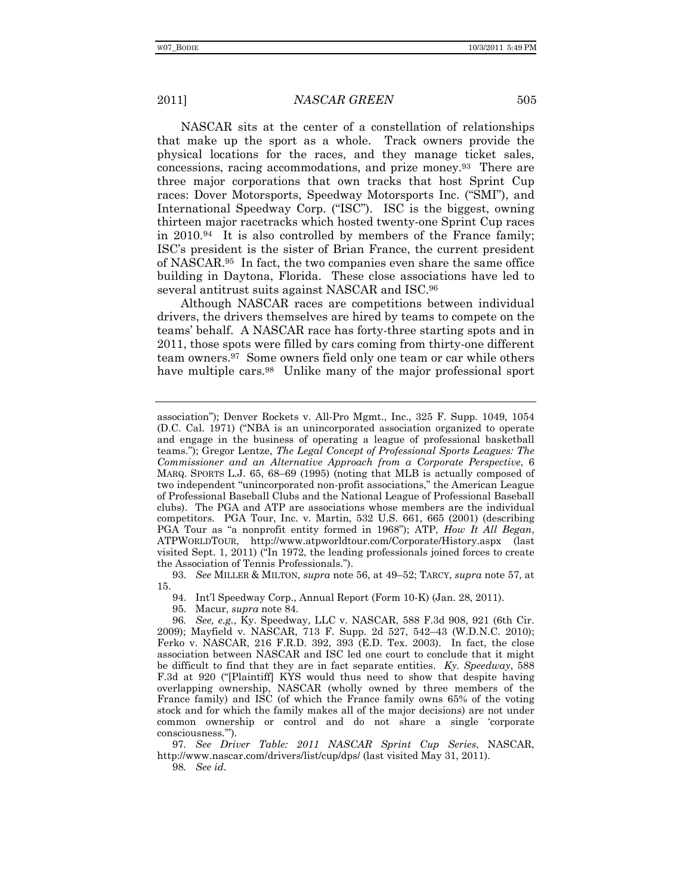NASCAR sits at the center of a constellation of relationships that make up the sport as a whole. Track owners provide the physical locations for the races, and they manage ticket sales, concessions, racing accommodations, and prize money.[93] There are three major corporations that own tracks that host Sprint Cup races: Dover Motorsports, Speedway Motorsports Inc. ("SMI"), and International Speedway Corp. ("ISC"). ISC is the biggest, owning thirteen major racetracks which hosted twenty-one Sprint Cup races in 2010.[94] It is also controlled by members of the France family; ISC's president is the sister of Brian France, the current president of NASCAR.[95] In fact, the two companies even share the same office building in Daytona, Florida. These close associations have led to several antitrust suits against NASCAR and ISC.[96]

Although NASCAR races are competitions between individual drivers, the drivers themselves are hired by teams to compete on the teams' behalf. A NASCAR race has forty-three starting spots and in 2011, those spots were filled by cars coming from thirty-one different team owners.[97] Some owners field only one team or car while others have multiple cars.[98] Unlike many of the major professional sport

---

association"); Denver Rockets v. All-Pro Mgmt., Inc., 325 F. Supp. 1049, 1054 (D.C. Cal. 1971) ("NBA is an unincorporated association organized to operate and engage in the business of operating a league of professional basketball teams."); Gregor Lentze, *The Legal Concept of Professional Sports Leagues: The Commissioner and an Alternative Approach from a Corporate Perspective*, 6 MARQ. SPORTS L.J. 65, 68–69 (1995) (noting that MLB is actually composed of two independent "unincorporated non-profit associations," the American League of Professional Baseball Clubs and the National League of Professional Baseball clubs). The PGA and ATP are associations whose members are the individual competitors. PGA Tour, Inc. v. Martin, 532 U.S. 661, 665 (2001) (describing PGA Tour as "a nonprofit entity formed in 1968"); ATP, *How It All Began*, ATPWORLDTOUR, http://www.atpworldtour.com/Corporate/History.aspx (last visited Sept. 1, 2011) ("In 1972, the leading professionals joined forces to create the Association of Tennis Professionals.").

93. *See* MILLER & MILTON, *supra* note 56, at 49–52; TARCY, *supra* note 57, at 15.

94. Int'l Speedway Corp., Annual Report (Form 10-K) (Jan. 28, 2011).

95. Macur, *supra* note 84.

96. *See, e.g.*, Ky. Speedway, LLC v. NASCAR, 588 F.3d 908, 921 (6th Cir. 2009); Mayfield v. NASCAR, 713 F. Supp. 2d 527, 542–43 (W.D.N.C. 2010); Ferko v. NASCAR, 216 F.R.D. 392, 393 (E.D. Tex. 2003). In fact, the close association between NASCAR and ISC led one court to conclude that it might be difficult to find that they are in fact separate entities. *Ky. Speedway*, 588 F.3d at 920 ("[Plaintiff] KYS would thus need to show that despite having overlapping ownership, NASCAR (wholly owned by three members of the France family) and ISC (of which the France family owns 65% of the voting stock and for which the family makes all of the major decisions) are not under common ownership or control and do not share a single 'corporate consciousness.'").

97. *See Driver Table: 2011 NASCAR Sprint Cup Series*, NASCAR, http://www.nascar.com/drivers/list/cup/dps/ (last visited May 31, 2011).

98. *See id.*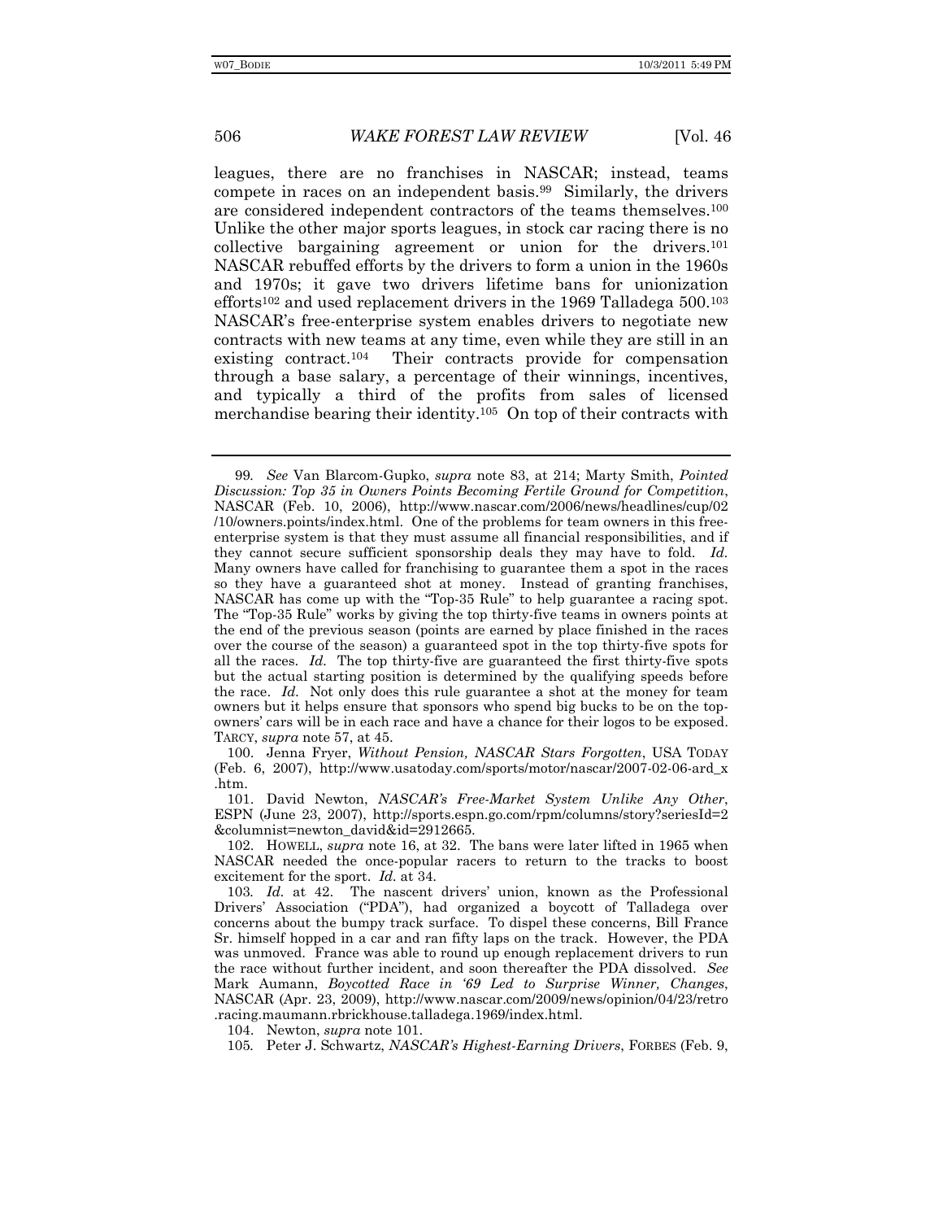leagues, there are no franchises in NASCAR; instead, teams compete in races on an independent basis.[99] Similarly, the drivers are considered independent contractors of the teams themselves.[100] Unlike the other major sports leagues, in stock car racing there is no collective bargaining agreement or union for the drivers.[101] NASCAR rebuffed efforts by the drivers to form a union in the 1960s and 1970s; it gave two drivers lifetime bans for unionization efforts[102] and used replacement drivers in the 1969 Talladega 500.[103] NASCAR's free-enterprise system enables drivers to negotiate new contracts with new teams at any time, even while they are still in an existing contract.[104] Their contracts provide for compensation through a base salary, a percentage of their winnings, incentives, and typically a third of the profits from sales of licensed merchandise bearing their identity.[105] On top of their contracts with

---

99. *See* Van Blarcom-Gupko, *supra* note 83, at 214; Marty Smith, *Pointed Discussion: Top 35 in Owners Points Becoming Fertile Ground for Competition*, NASCAR (Feb. 10, 2006), http://www.nascar.com/2006/news/headlines/cup/02/10/owners.points/index.html. One of the problems for team owners in this free-enterprise system is that they must assume all financial responsibilities, and if they cannot secure sufficient sponsorship deals they may have to fold. *Id.* Many owners have called for franchising to guarantee them a spot in the races so they have a guaranteed shot at money. Instead of granting franchises, NASCAR has come up with the "Top-35 Rule" to help guarantee a racing spot. The "Top-35 Rule" works by giving the top thirty-five teams in owners points at the end of the previous season (points are earned by place finished in the races over the course of the season) a guaranteed spot in the top thirty-five spots for all the races. *Id.* The top thirty-five are guaranteed the first thirty-five spots but the actual starting position is determined by the qualifying speeds before the race. *Id.* Not only does this rule guarantee a shot at the money for team owners but it helps ensure that sponsors who spend big bucks to be on the top-owners' cars will be in each race and have a chance for their logos to be exposed. TARCY, *supra* note 57, at 45.

100. Jenna Fryer, *Without Pension, NASCAR Stars Forgotten*, USA TODAY (Feb. 6, 2007), http://www.usatoday.com/sports/motor/nascar/2007-02-06-ard_x.htm.

101. David Newton, *NASCAR's Free-Market System Unlike Any Other*, ESPN (June 23, 2007), http://sports.espn.go.com/rpm/columns/story?seriesId=2&columnist=newton_david&id=2912665.

102. HOWELL, *supra* note 16, at 32. The bans were later lifted in 1965 when NASCAR needed the once-popular racers to return to the tracks to boost excitement for the sport. *Id.* at 34.

103. *Id.* at 42. The nascent drivers' union, known as the Professional Drivers' Association ("PDA"), had organized a boycott of Talladega over concerns about the bumpy track surface. To dispel these concerns, Bill France Sr. himself hopped in a car and ran fifty laps on the track. However, the PDA was unmoved. France was able to round up enough replacement drivers to run the race without further incident, and soon thereafter the PDA dissolved. *See* Mark Aumann, *Boycotted Race in '69 Led to Surprise Winner, Changes*, NASCAR (Apr. 23, 2009), http://www.nascar.com/2009/news/opinion/04/23/retro.racing.maumann.rbrickhouse.talladega.1969/index.html.

104. Newton, *supra* note 101.

105. Peter J. Schwartz, *NASCAR's Highest-Earning Drivers*, FORBES (Feb. 9,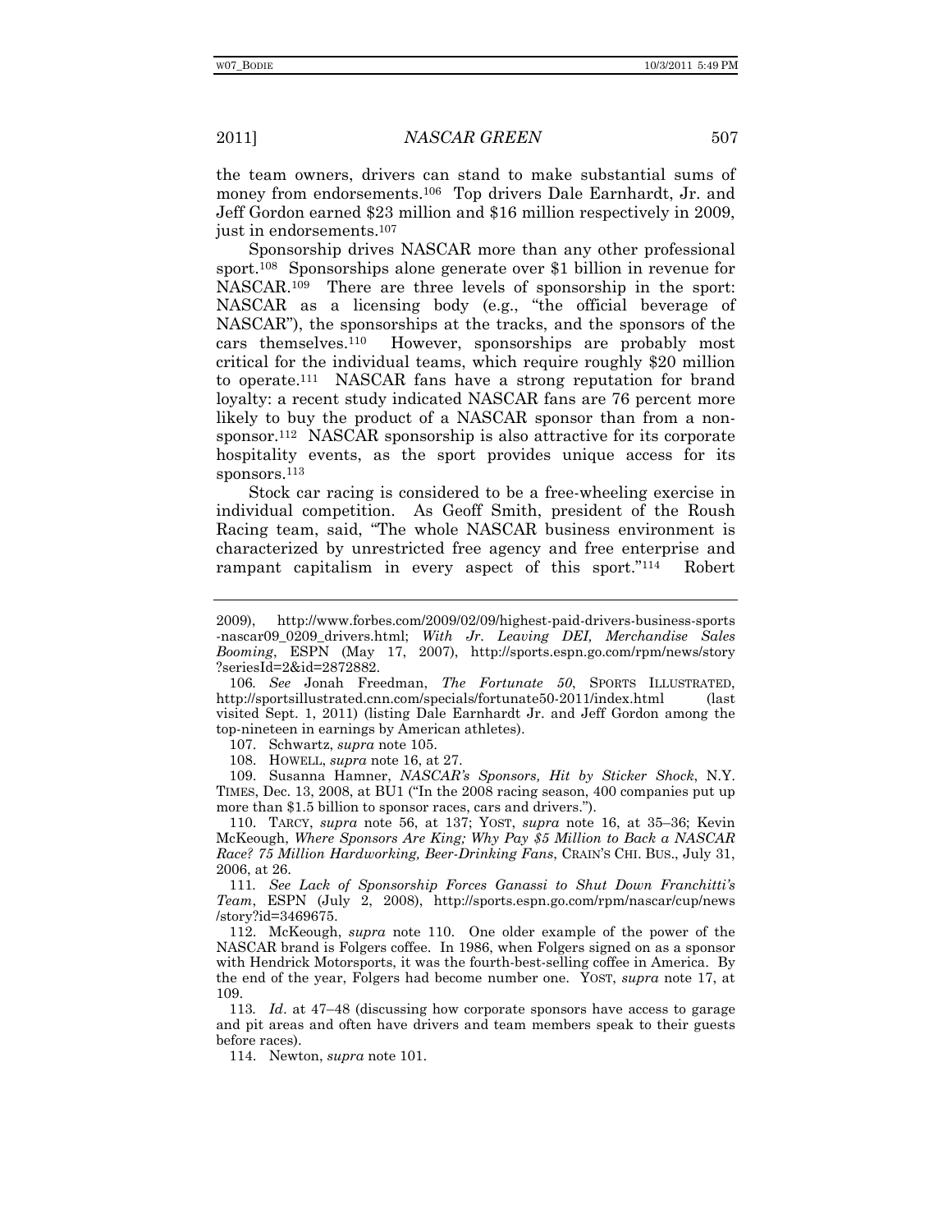the team owners, drivers can stand to make substantial sums of money from endorsements.[106] Top drivers Dale Earnhardt, Jr. and Jeff Gordon earned $23 million and $16 million respectively in 2009, just in endorsements.[107]

Sponsorship drives NASCAR more than any other professional sport.[108] Sponsorships alone generate over $1 billion in revenue for NASCAR.[109] There are three levels of sponsorship in the sport: NASCAR as a licensing body (e.g., "the official beverage of NASCAR"), the sponsorships at the tracks, and the sponsors of the cars themselves.[110] However, sponsorships are probably most critical for the individual teams, which require roughly $20 million to operate.[111] NASCAR fans have a strong reputation for brand loyalty: a recent study indicated NASCAR fans are 76 percent more likely to buy the product of a NASCAR sponsor than from a non-sponsor.[112] NASCAR sponsorship is also attractive for its corporate hospitality events, as the sport provides unique access for its sponsors.[113]

Stock car racing is considered to be a free-wheeling exercise in individual competition. As Geoff Smith, president of the Roush Racing team, said, "The whole NASCAR business environment is characterized by unrestricted free agency and free enterprise and rampant capitalism in every aspect of this sport."[114] Robert

---

2009), http://www.forbes.com/2009/02/09/highest-paid-drivers-business-sports-nascar09_0209_drivers.html; *With Jr. Leaving DEI, Merchandise Sales Booming*, ESPN (May 17, 2007), http://sports.espn.go.com/rpm/news/story?seriesId=2&id=2872882.

106. *See* Jonah Freedman, *The Fortunate 50*, SPORTS ILLUSTRATED, http://sportsillustrated.cnn.com/specials/fortunate50-2011/index.html (last visited Sept. 1, 2011) (listing Dale Earnhardt Jr. and Jeff Gordon among the top-nineteen in earnings by American athletes).

107. Schwartz, *supra* note 105.

108. HOWELL, *supra* note 16, at 27.

109. Susanna Hamner, *NASCAR's Sponsors, Hit by Sticker Shock*, N.Y. TIMES, Dec. 13, 2008, at BU1 ("In the 2008 racing season, 400 companies put up more than $1.5 billion to sponsor races, cars and drivers.").

110. TARCY, *supra* note 56, at 137; YOST, *supra* note 16, at 35–36; Kevin McKeough, *Where Sponsors Are King; Why Pay $5 Million to Back a NASCAR Race? 75 Million Hardworking, Beer-Drinking Fans*, CRAIN'S CHI. BUS., July 31, 2006, at 26.

111. *See Lack of Sponsorship Forces Ganassi to Shut Down Franchitti's Team*, ESPN (July 2, 2008), http://sports.espn.go.com/rpm/nascar/cup/news/story?id=3469675.

112. McKeough, *supra* note 110. One older example of the power of the NASCAR brand is Folgers coffee. In 1986, when Folgers signed on as a sponsor with Hendrick Motorsports, it was the fourth-best-selling coffee in America. By the end of the year, Folgers had become number one. YOST, *supra* note 17, at 109.

113. *Id*. at 47–48 (discussing how corporate sponsors have access to garage and pit areas and often have drivers and team members speak to their guests before races).

114. Newton, *supra* note 101.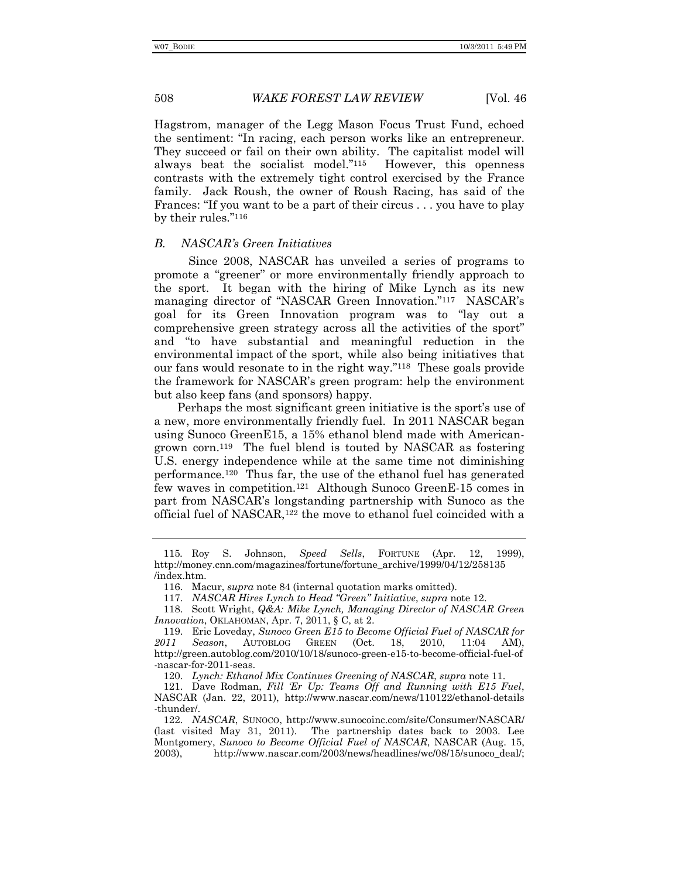Hagstrom, manager of the Legg Mason Focus Trust Fund, echoed the sentiment: "In racing, each person works like an entrepreneur. They succeed or fail on their own ability. The capitalist model will always beat the socialist model."[115] However, this openness contrasts with the extremely tight control exercised by the France family. Jack Roush, the owner of Roush Racing, has said of the Frances: "If you want to be a part of their circus . . . you have to play by their rules."[116]

### *B. NASCAR's Green Initiatives*

Since 2008, NASCAR has unveiled a series of programs to promote a "greener" or more environmentally friendly approach to the sport. It began with the hiring of Mike Lynch as its new managing director of "NASCAR Green Innovation."[117] NASCAR's goal for its Green Innovation program was to "lay out a comprehensive green strategy across all the activities of the sport" and "to have substantial and meaningful reduction in the environmental impact of the sport, while also being initiatives that our fans would resonate to in the right way."[118] These goals provide the framework for NASCAR's green program: help the environment but also keep fans (and sponsors) happy.

Perhaps the most significant green initiative is the sport's use of a new, more environmentally friendly fuel. In 2011 NASCAR began using Sunoco GreenE15, a 15% ethanol blend made with American-grown corn.[119] The fuel blend is touted by NASCAR as fostering U.S. energy independence while at the same time not diminishing performance.[120] Thus far, the use of the ethanol fuel has generated few waves in competition.[121] Although Sunoco GreenE-15 comes in part from NASCAR's longstanding partnership with Sunoco as the official fuel of NASCAR,[122] the move to ethanol fuel coincided with a

---

115. Roy S. Johnson, *Speed Sells*, FORTUNE (Apr. 12, 1999), http://money.cnn.com/magazines/fortune/fortune_archive/1999/04/12/258135/index.htm.

116. Macur, *supra* note 84 (internal quotation marks omitted).

117. *NASCAR Hires Lynch to Head "Green" Initiative*, *supra* note 12.

118. Scott Wright, *Q&A: Mike Lynch, Managing Director of NASCAR Green Innovation*, OKLAHOMAN, Apr. 7, 2011, § C, at 2.

119. Eric Loveday, *Sunoco Green E15 to Become Official Fuel of NASCAR for 2011 Season*, AUTOBLOG GREEN (Oct. 18, 2010, 11:04 AM), http://green.autoblog.com/2010/10/18/sunoco-green-e15-to-become-official-fuel-of-nascar-for-2011-seas.

120. *Lynch: Ethanol Mix Continues Greening of NASCAR*, *supra* note 11.

121. Dave Rodman, *Fill 'Er Up: Teams Off and Running with E15 Fuel*, NASCAR (Jan. 22, 2011), http://www.nascar.com/news/110122/ethanol-details-thunder/.

122. *NASCAR*, SUNOCO, http://www.sunocoinc.com/site/Consumer/NASCAR/ (last visited May 31, 2011). The partnership dates back to 2003. Lee Montgomery, *Sunoco to Become Official Fuel of NASCAR*, NASCAR (Aug. 15, 2003), http://www.nascar.com/2003/news/headlines/wc/08/15/sunoco_deal/;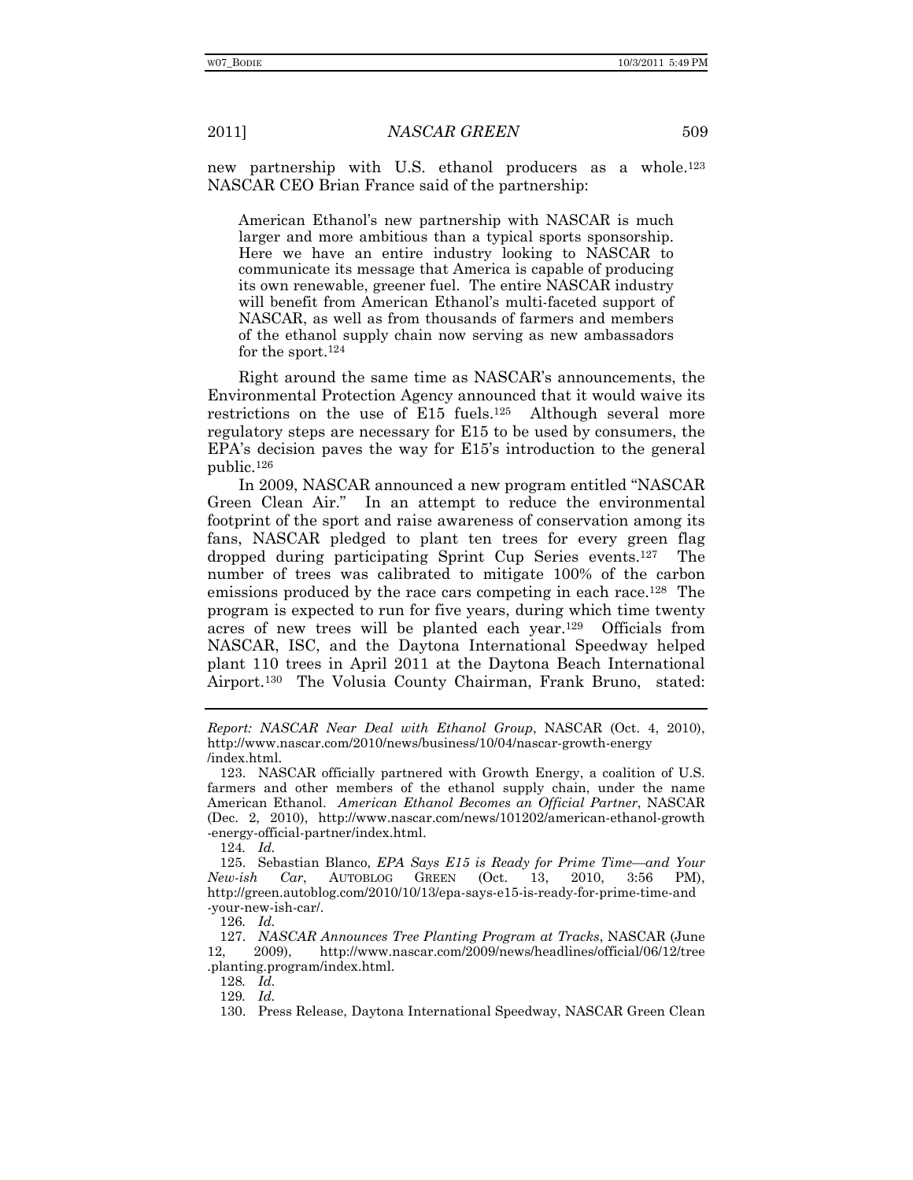new partnership with U.S. ethanol producers as a whole.[123] NASCAR CEO Brian France said of the partnership:

> American Ethanol's new partnership with NASCAR is much larger and more ambitious than a typical sports sponsorship. Here we have an entire industry looking to NASCAR to communicate its message that America is capable of producing its own renewable, greener fuel. The entire NASCAR industry will benefit from American Ethanol's multi-faceted support of NASCAR, as well as from thousands of farmers and members of the ethanol supply chain now serving as new ambassadors for the sport.[124]

Right around the same time as NASCAR's announcements, the Environmental Protection Agency announced that it would waive its restrictions on the use of E15 fuels.[125] Although several more regulatory steps are necessary for E15 to be used by consumers, the EPA's decision paves the way for E15's introduction to the general public.[126]

In 2009, NASCAR announced a new program entitled "NASCAR Green Clean Air." In an attempt to reduce the environmental footprint of the sport and raise awareness of conservation among its fans, NASCAR pledged to plant ten trees for every green flag dropped during participating Sprint Cup Series events.[127] The number of trees was calibrated to mitigate 100% of the carbon emissions produced by the race cars competing in each race.[128] The program is expected to run for five years, during which time twenty acres of new trees will be planted each year.[129] Officials from NASCAR, ISC, and the Daytona International Speedway helped plant 110 trees in April 2011 at the Daytona Beach International Airport.[130] The Volusia County Chairman, Frank Bruno, stated:

---

*Report: NASCAR Near Deal with Ethanol Group*, NASCAR (Oct. 4, 2010), http://www.nascar.com/2010/news/business/10/04/nascar-growth-energy/index.html.

123. NASCAR officially partnered with Growth Energy, a coalition of U.S. farmers and other members of the ethanol supply chain, under the name American Ethanol. *American Ethanol Becomes an Official Partner*, NASCAR (Dec. 2, 2010), http://www.nascar.com/news/101202/american-ethanol-growth-energy-official-partner/index.html.

124. *Id.*

125. Sebastian Blanco, *EPA Says E15 is Ready for Prime Time—and Your New-ish Car*, AUTOBLOG GREEN (Oct. 13, 2010, 3:56 PM), http://green.autoblog.com/2010/10/13/epa-says-e15-is-ready-for-prime-time-and-your-new-ish-car/.

126. *Id.*

127. *NASCAR Announces Tree Planting Program at Tracks*, NASCAR (June 12, 2009), http://www.nascar.com/2009/news/headlines/official/06/12/tree.planting.program/index.html.

128. *Id.*

129. *Id.*

130. Press Release, Daytona International Speedway, NASCAR Green Clean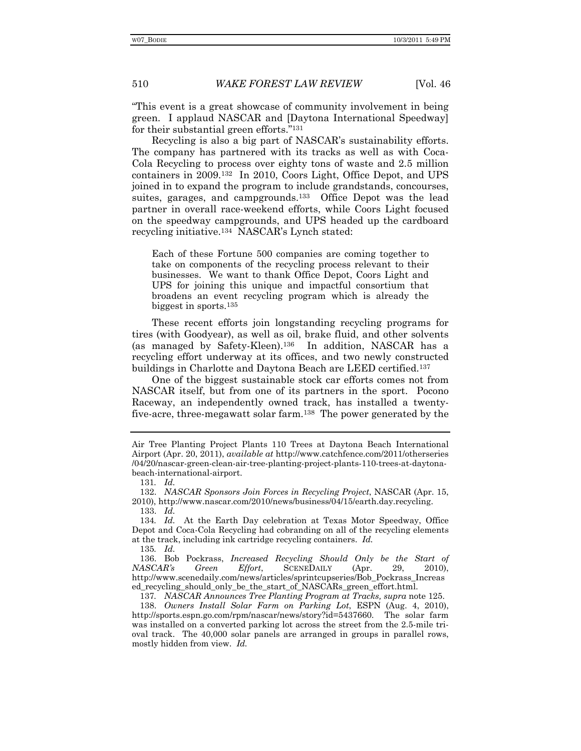"This event is a great showcase of community involvement in being green. I applaud NASCAR and [Daytona International Speedway] for their substantial green efforts."[131]

Recycling is also a big part of NASCAR's sustainability efforts. The company has partnered with its tracks as well as with Coca-Cola Recycling to process over eighty tons of waste and 2.5 million containers in 2009.[132] In 2010, Coors Light, Office Depot, and UPS joined in to expand the program to include grandstands, concourses, suites, garages, and campgrounds.[133] Office Depot was the lead partner in overall race-weekend efforts, while Coors Light focused on the speedway campgrounds, and UPS headed up the cardboard recycling initiative.[134] NASCAR's Lynch stated:

> Each of these Fortune 500 companies are coming together to take on components of the recycling process relevant to their businesses. We want to thank Office Depot, Coors Light and UPS for joining this unique and impactful consortium that broadens an event recycling program which is already the biggest in sports.[135]

These recent efforts join longstanding recycling programs for tires (with Goodyear), as well as oil, brake fluid, and other solvents (as managed by Safety-Kleen).[136] In addition, NASCAR has a recycling effort underway at its offices, and two newly constructed buildings in Charlotte and Daytona Beach are LEED certified.[137]

One of the biggest sustainable stock car efforts comes not from NASCAR itself, but from one of its partners in the sport. Pocono Raceway, an independently owned track, has installed a twenty-five-acre, three-megawatt solar farm.[138] The power generated by the

---

Air Tree Planting Project Plants 110 Trees at Daytona Beach International Airport (Apr. 20, 2011), *available at* http://www.catchfence.com/2011/otherseries/04/20/nascar-green-clean-air-tree-planting-project-plants-110-trees-at-daytona-beach-international-airport.

131. *Id.*

132. *NASCAR Sponsors Join Forces in Recycling Project*, NASCAR (Apr. 15, 2010), http://www.nascar.com/2010/news/business/04/15/earth.day.recycling.

133. *Id.*

134. *Id.* At the Earth Day celebration at Texas Motor Speedway, Office Depot and Coca-Cola Recycling had cobranding on all of the recycling elements at the track, including ink cartridge recycling containers. *Id.*

135. *Id.*

136. Bob Pockrass, *Increased Recycling Should Only be the Start of NASCAR's Green Effort*, SCENEDAILY (Apr. 29, 2010), http://www.scenedaily.com/news/articles/sprintcupseries/Bob_Pockrass_Increased_recycling_should_only_be_the_start_of_NASCARs_green_effort.html.

137. *NASCAR Announces Tree Planting Program at Tracks, supra* note 125.

138. *Owners Install Solar Farm on Parking Lot*, ESPN (Aug. 4, 2010), http://sports.espn.go.com/rpm/nascar/news/story?id=5437660. The solar farm was installed on a converted parking lot across the street from the 2.5-mile tri-oval track. The 40,000 solar panels are arranged in groups in parallel rows, mostly hidden from view. *Id.*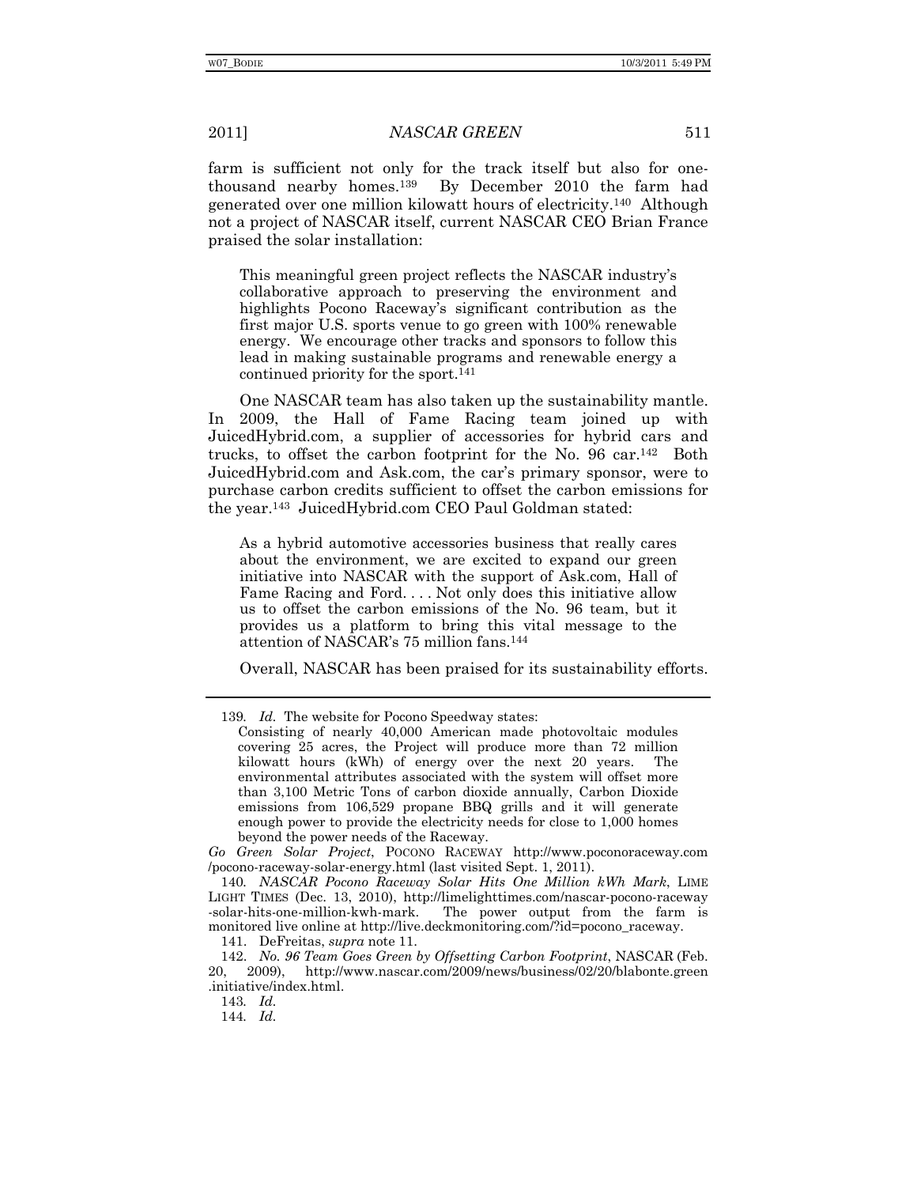farm is sufficient not only for the track itself but also for one-thousand nearby homes.[139] By December 2010 the farm had generated over one million kilowatt hours of electricity.[140] Although not a project of NASCAR itself, current NASCAR CEO Brian France praised the solar installation:

> This meaningful green project reflects the NASCAR industry's collaborative approach to preserving the environment and highlights Pocono Raceway's significant contribution as the first major U.S. sports venue to go green with 100% renewable energy. We encourage other tracks and sponsors to follow this lead in making sustainable programs and renewable energy a continued priority for the sport.[141]

One NASCAR team has also taken up the sustainability mantle. In 2009, the Hall of Fame Racing team joined up with JuicedHybrid.com, a supplier of accessories for hybrid cars and trucks, to offset the carbon footprint for the No. 96 car.[142] Both JuicedHybrid.com and Ask.com, the car's primary sponsor, were to purchase carbon credits sufficient to offset the carbon emissions for the year.[143] JuicedHybrid.com CEO Paul Goldman stated:

> As a hybrid automotive accessories business that really cares about the environment, we are excited to expand our green initiative into NASCAR with the support of Ask.com, Hall of Fame Racing and Ford. . . . Not only does this initiative allow us to offset the carbon emissions of the No. 96 team, but it provides us a platform to bring this vital message to the attention of NASCAR's 75 million fans.[144]

Overall, NASCAR has been praised for its sustainability efforts.

---

139. *Id.* The website for Pocono Speedway states:

> Consisting of nearly 40,000 American made photovoltaic modules covering 25 acres, the Project will produce more than 72 million kilowatt hours (kWh) of energy over the next 20 years. The environmental attributes associated with the system will offset more than 3,100 Metric Tons of carbon dioxide annually, Carbon Dioxide emissions from 106,529 propane BBQ grills and it will generate enough power to provide the electricity needs for close to 1,000 homes beyond the power needs of the Raceway.

*Go Green Solar Project*, POCONO RACEWAY http://www.poconoraceway.com/pocono-raceway-solar-energy.html (last visited Sept. 1, 2011).

140. *NASCAR Pocono Raceway Solar Hits One Million kWh Mark*, LIME LIGHT TIMES (Dec. 13, 2010), http://limelighttimes.com/nascar-pocono-raceway-solar-hits-one-million-kwh-mark. The power output from the farm is monitored live online at http://live.deckmonitoring.com/?id=pocono_raceway.

141. DeFreitas, *supra* note 11.

142. *No. 96 Team Goes Green by Offsetting Carbon Footprint*, NASCAR (Feb. 20, 2009), http://www.nascar.com/2009/news/business/02/20/blabonte.green.initiative/index.html.

143. *Id.*

144. *Id.*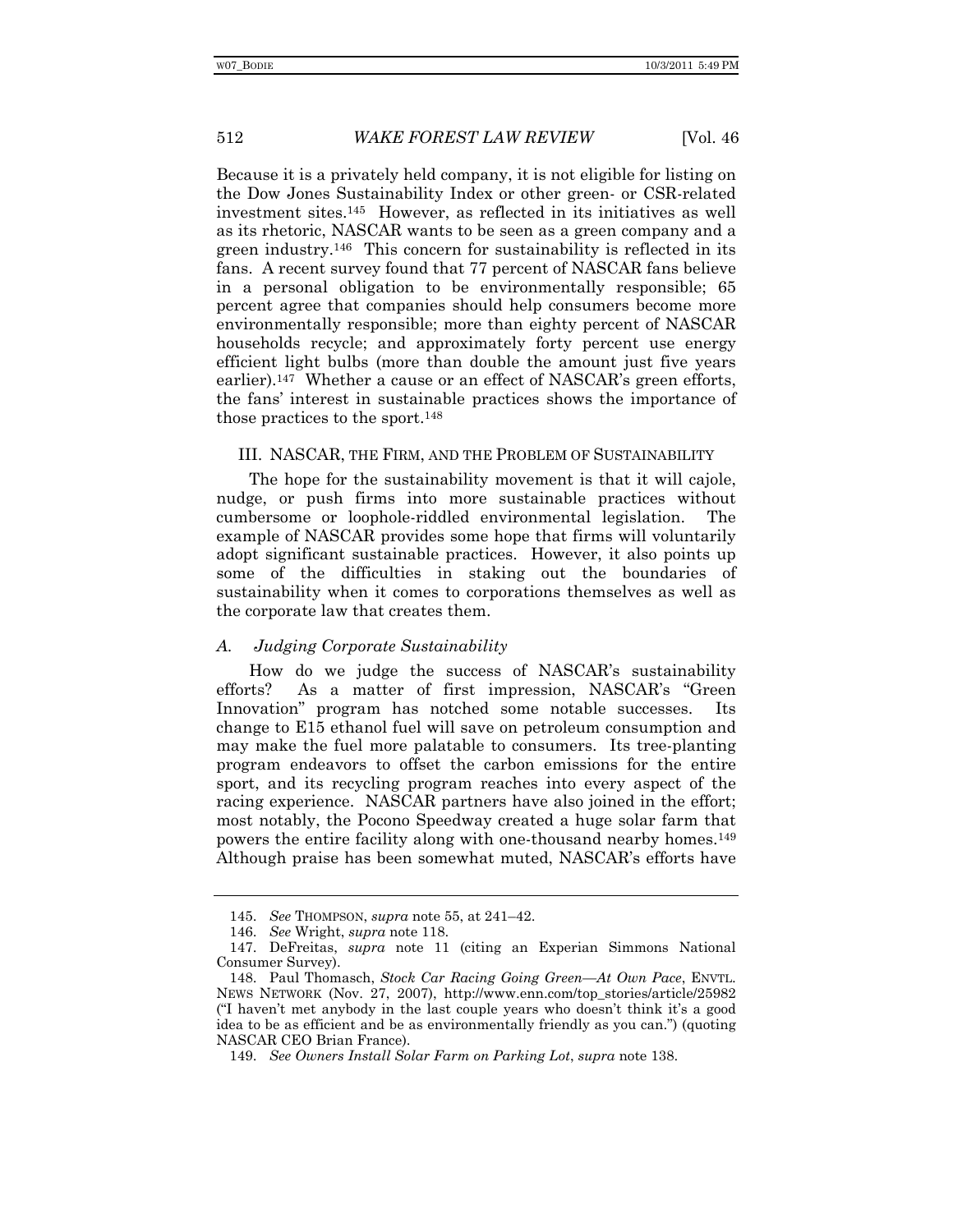Because it is a privately held company, it is not eligible for listing on the Dow Jones Sustainability Index or other green- or CSR-related investment sites.[145] However, as reflected in its initiatives as well as its rhetoric, NASCAR wants to be seen as a green company and a green industry.[146] This concern for sustainability is reflected in its fans. A recent survey found that 77 percent of NASCAR fans believe in a personal obligation to be environmentally responsible; 65 percent agree that companies should help consumers become more environmentally responsible; more than eighty percent of NASCAR households recycle; and approximately forty percent use energy efficient light bulbs (more than double the amount just five years earlier).[147] Whether a cause or an effect of NASCAR's green efforts, the fans' interest in sustainable practices shows the importance of those practices to the sport.[148]

## III. NASCAR, THE FIRM, AND THE PROBLEM OF SUSTAINABILITY

The hope for the sustainability movement is that it will cajole, nudge, or push firms into more sustainable practices without cumbersome or loophole-riddled environmental legislation. The example of NASCAR provides some hope that firms will voluntarily adopt significant sustainable practices. However, it also points up some of the difficulties in staking out the boundaries of sustainability when it comes to corporations themselves as well as the corporate law that creates them.

### *A. Judging Corporate Sustainability*

How do we judge the success of NASCAR's sustainability efforts? As a matter of first impression, NASCAR's "Green Innovation" program has notched some notable successes. Its change to E15 ethanol fuel will save on petroleum consumption and may make the fuel more palatable to consumers. Its tree-planting program endeavors to offset the carbon emissions for the entire sport, and its recycling program reaches into every aspect of the racing experience. NASCAR partners have also joined in the effort; most notably, the Pocono Speedway created a huge solar farm that powers the entire facility along with one-thousand nearby homes.[149] Although praise has been somewhat muted, NASCAR's efforts have

---

145. *See* THOMPSON, *supra* note 55, at 241–42.

146. *See* Wright, *supra* note 118.

147. DeFreitas, *supra* note 11 (citing an Experian Simmons National Consumer Survey).

148. Paul Thomasch, *Stock Car Racing Going Green—At Own Pace*, ENVTL. NEWS NETWORK (Nov. 27, 2007), http://www.enn.com/top_stories/article/25982 ("I haven't met anybody in the last couple years who doesn't think it's a good idea to be as efficient and be as environmentally friendly as you can.") (quoting NASCAR CEO Brian France).

149. *See Owners Install Solar Farm on Parking Lot*, *supra* note 138.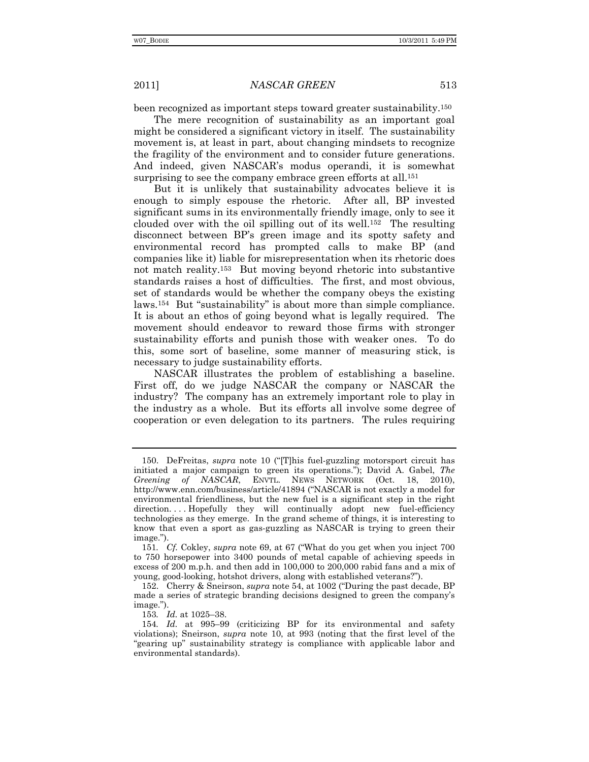been recognized as important steps toward greater sustainability.[150]

The mere recognition of sustainability as an important goal might be considered a significant victory in itself. The sustainability movement is, at least in part, about changing mindsets to recognize the fragility of the environment and to consider future generations. And indeed, given NASCAR's modus operandi, it is somewhat surprising to see the company embrace green efforts at all.[151]

But it is unlikely that sustainability advocates believe it is enough to simply espouse the rhetoric. After all, BP invested significant sums in its environmentally friendly image, only to see it clouded over with the oil spilling out of its well.[152] The resulting disconnect between BP's green image and its spotty safety and environmental record has prompted calls to make BP (and companies like it) liable for misrepresentation when its rhetoric does not match reality.[153] But moving beyond rhetoric into substantive standards raises a host of difficulties. The first, and most obvious, set of standards would be whether the company obeys the existing laws.[154] But "sustainability" is about more than simple compliance. It is about an ethos of going beyond what is legally required. The movement should endeavor to reward those firms with stronger sustainability efforts and punish those with weaker ones. To do this, some sort of baseline, some manner of measuring stick, is necessary to judge sustainability efforts.

NASCAR illustrates the problem of establishing a baseline. First off, do we judge NASCAR the company or NASCAR the industry? The company has an extremely important role to play in the industry as a whole. But its efforts all involve some degree of cooperation or even delegation to its partners. The rules requiring

---

150. DeFreitas, *supra* note 10 ("[T]his fuel-guzzling motorsport circuit has initiated a major campaign to green its operations."); David A. Gabel, *The Greening of NASCAR*, ENVTL. NEWS NETWORK (Oct. 18, 2010), http://www.enn.com/business/article/41894 ("NASCAR is not exactly a model for environmental friendliness, but the new fuel is a significant step in the right direction. . . . Hopefully they will continually adopt new fuel-efficiency technologies as they emerge. In the grand scheme of things, it is interesting to know that even a sport as gas-guzzling as NASCAR is trying to green their image.").

151. *Cf.* Cokley, *supra* note 69, at 67 ("What do you get when you inject 700 to 750 horsepower into 3400 pounds of metal capable of achieving speeds in excess of 200 m.p.h. and then add in 100,000 to 200,000 rabid fans and a mix of young, good-looking, hotshot drivers, along with established veterans?").

152. Cherry & Sneirson, *supra* note 54, at 1002 ("During the past decade, BP made a series of strategic branding decisions designed to green the company's image.").

153. *Id.* at 1025–38.

154. *Id.* at 995–99 (criticizing BP for its environmental and safety violations); Sneirson, *supra* note 10, at 993 (noting that the first level of the "gearing up" sustainability strategy is compliance with applicable labor and environmental standards).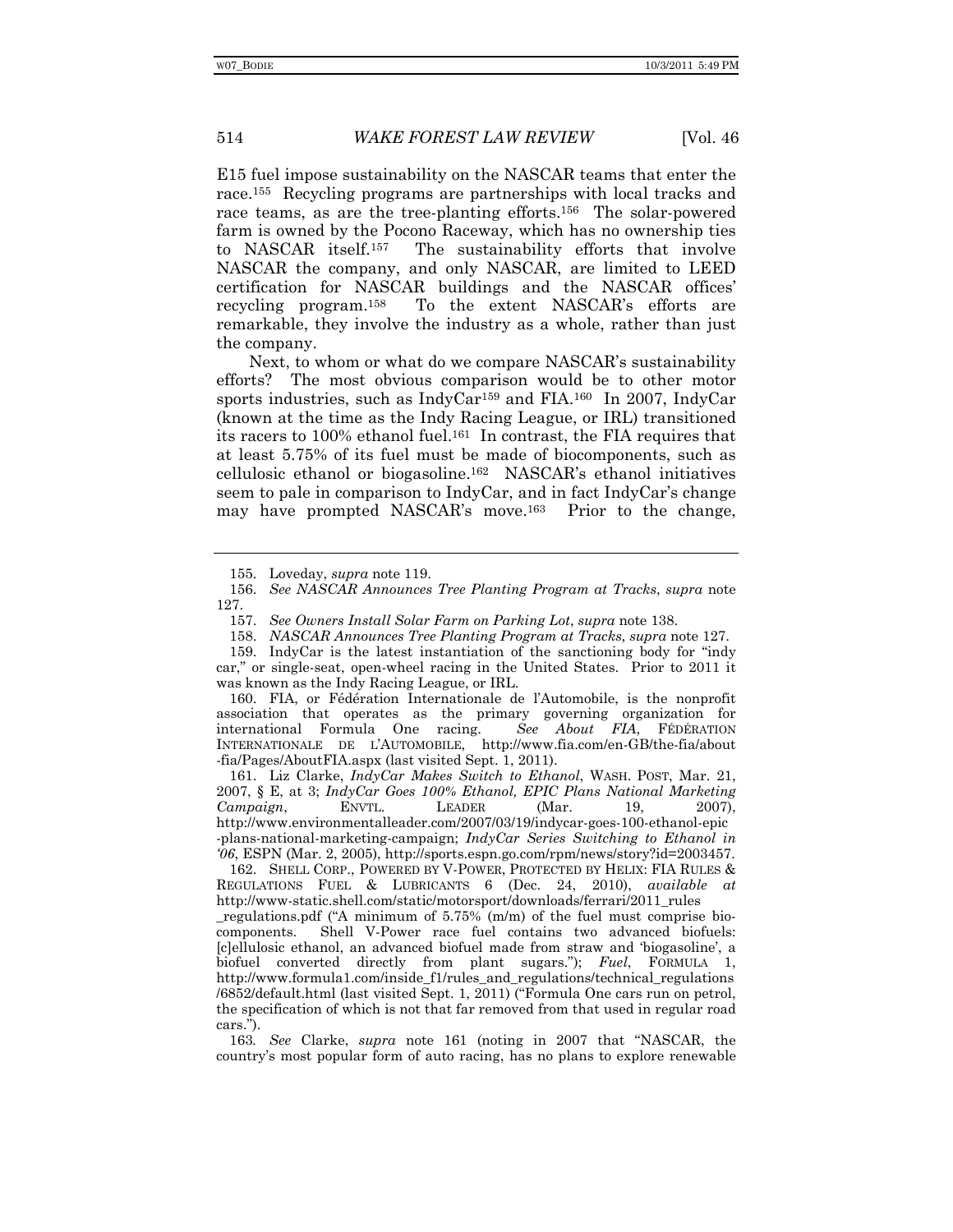E15 fuel impose sustainability on the NASCAR teams that enter the race.[155] Recycling programs are partnerships with local tracks and race teams, as are the tree-planting efforts.[156] The solar-powered farm is owned by the Pocono Raceway, which has no ownership ties to NASCAR itself.[157] The sustainability efforts that involve NASCAR the company, and only NASCAR, are limited to LEED certification for NASCAR buildings and the NASCAR offices' recycling program.[158] To the extent NASCAR's efforts are remarkable, they involve the industry as a whole, rather than just the company.

Next, to whom or what do we compare NASCAR's sustainability efforts? The most obvious comparison would be to other motor sports industries, such as IndyCar[159] and FIA.[160] In 2007, IndyCar (known at the time as the Indy Racing League, or IRL) transitioned its racers to 100% ethanol fuel.[161] In contrast, the FIA requires that at least 5.75% of its fuel must be made of biocomponents, such as cellulosic ethanol or biogasoline.[162] NASCAR's ethanol initiatives seem to pale in comparison to IndyCar, and in fact IndyCar's change may have prompted NASCAR's move.[163] Prior to the change,

---

155. Loveday, *supra* note 119.

156. *See NASCAR Announces Tree Planting Program at Tracks*, *supra* note 127.

157. *See Owners Install Solar Farm on Parking Lot*, *supra* note 138.

158. *NASCAR Announces Tree Planting Program at Tracks*, *supra* note 127.

159. IndyCar is the latest instantiation of the sanctioning body for "indy car," or single-seat, open-wheel racing in the United States. Prior to 2011 it was known as the Indy Racing League, or IRL.

160. FIA, or Fédération Internationale de l'Automobile, is the nonprofit association that operates as the primary governing organization for international Formula One racing. *See About FIA*, FÉDÉRATION INTERNATIONALE DE L'AUTOMOBILE, http://www.fia.com/en-GB/the-fia/about-fia/Pages/AboutFIA.aspx (last visited Sept. 1, 2011).

161. Liz Clarke, *IndyCar Makes Switch to Ethanol*, WASH. POST, Mar. 21, 2007, § E, at 3; *IndyCar Goes 100% Ethanol, EPIC Plans National Marketing Campaign*, ENVTL. LEADER (Mar. 19, 2007), http://www.environmentalleader.com/2007/03/19/indycar-goes-100-ethanol-epic-plans-national-marketing-campaign; *IndyCar Series Switching to Ethanol in '06*, ESPN (Mar. 2, 2005), http://sports.espn.go.com/rpm/news/story?id=2003457.

162. SHELL CORP., POWERED BY V-POWER, PROTECTED BY HELIX: FIA RULES & REGULATIONS FUEL & LUBRICANTS 6 (Dec. 24, 2010), *available at* http://www-static.shell.com/static/motorsport/downloads/ferrari/2011_rules_regulations.pdf ("A minimum of 5.75% (m/m) of the fuel must comprise bio-components. Shell V-Power race fuel contains two advanced biofuels: [c]ellulosic ethanol, an advanced biofuel made from straw and 'biogasoline', a biofuel converted directly from plant sugars."); *Fuel*, FORMULA 1, http://www.formula1.com/inside_f1/rules_and_regulations/technical_regulations/6852/default.html (last visited Sept. 1, 2011) ("Formula One cars run on petrol, the specification of which is not that far removed from that used in regular road cars.").

163. *See* Clarke, *supra* note 161 (noting in 2007 that "NASCAR, the country's most popular form of auto racing, has no plans to explore renewable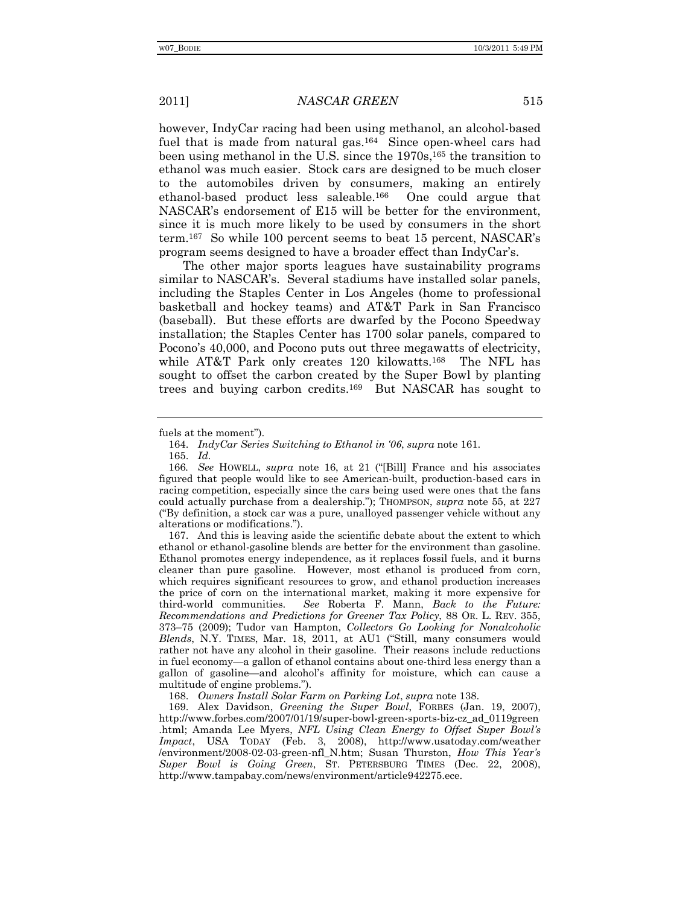however, IndyCar racing had been using methanol, an alcohol-based fuel that is made from natural gas.[164] Since open-wheel cars had been using methanol in the U.S. since the 1970s,[165] the transition to ethanol was much easier. Stock cars are designed to be much closer to the automobiles driven by consumers, making an entirely ethanol-based product less saleable.[166] One could argue that NASCAR's endorsement of E15 will be better for the environment, since it is much more likely to be used by consumers in the short term.[167] So while 100 percent seems to beat 15 percent, NASCAR's program seems designed to have a broader effect than IndyCar's.

The other major sports leagues have sustainability programs similar to NASCAR's. Several stadiums have installed solar panels, including the Staples Center in Los Angeles (home to professional basketball and hockey teams) and AT&T Park in San Francisco (baseball). But these efforts are dwarfed by the Pocono Speedway installation; the Staples Center has 1700 solar panels, compared to Pocono's 40,000, and Pocono puts out three megawatts of electricity, while AT&T Park only creates 120 kilowatts.[168] The NFL has sought to offset the carbon created by the Super Bowl by planting trees and buying carbon credits.[169] But NASCAR has sought to

---

fuels at the moment").

164. *IndyCar Series Switching to Ethanol in '06*, *supra* note 161.

165. *Id.*

166. *See* HOWELL, *supra* note 16, at 21 ("[Bill] France and his associates figured that people would like to see American-built, production-based cars in racing competition, especially since the cars being used were ones that the fans could actually purchase from a dealership."); THOMPSON, *supra* note 55, at 227 ("By definition, a stock car was a pure, unalloyed passenger vehicle without any alterations or modifications.").

167. And this is leaving aside the scientific debate about the extent to which ethanol or ethanol-gasoline blends are better for the environment than gasoline. Ethanol promotes energy independence, as it replaces fossil fuels, and it burns cleaner than pure gasoline. However, most ethanol is produced from corn, which requires significant resources to grow, and ethanol production increases the price of corn on the international market, making it more expensive for third-world communities. *See* Roberta F. Mann, *Back to the Future: Recommendations and Predictions for Greener Tax Policy*, 88 OR. L. REV. 355, 373–75 (2009); Tudor van Hampton, *Collectors Go Looking for Nonalcoholic Blends*, N.Y. TIMES, Mar. 18, 2011, at AU1 ("Still, many consumers would rather not have any alcohol in their gasoline. Their reasons include reductions in fuel economy—a gallon of ethanol contains about one-third less energy than a gallon of gasoline—and alcohol's affinity for moisture, which can cause a multitude of engine problems.").

168. *Owners Install Solar Farm on Parking Lot*, *supra* note 138.

169. Alex Davidson, *Greening the Super Bowl*, FORBES (Jan. 19, 2007), http://www.forbes.com/2007/01/19/super-bowl-green-sports-biz-cz_ad_0119green.html; Amanda Lee Myers, *NFL Using Clean Energy to Offset Super Bowl's Impact*, USA TODAY (Feb. 3, 2008), http://www.usatoday.com/weather/environment/2008-02-03-green-nfl_N.htm; Susan Thurston, *How This Year's Super Bowl is Going Green*, ST. PETERSBURG TIMES (Dec. 22, 2008), http://www.tampabay.com/news/environment/article942275.ece.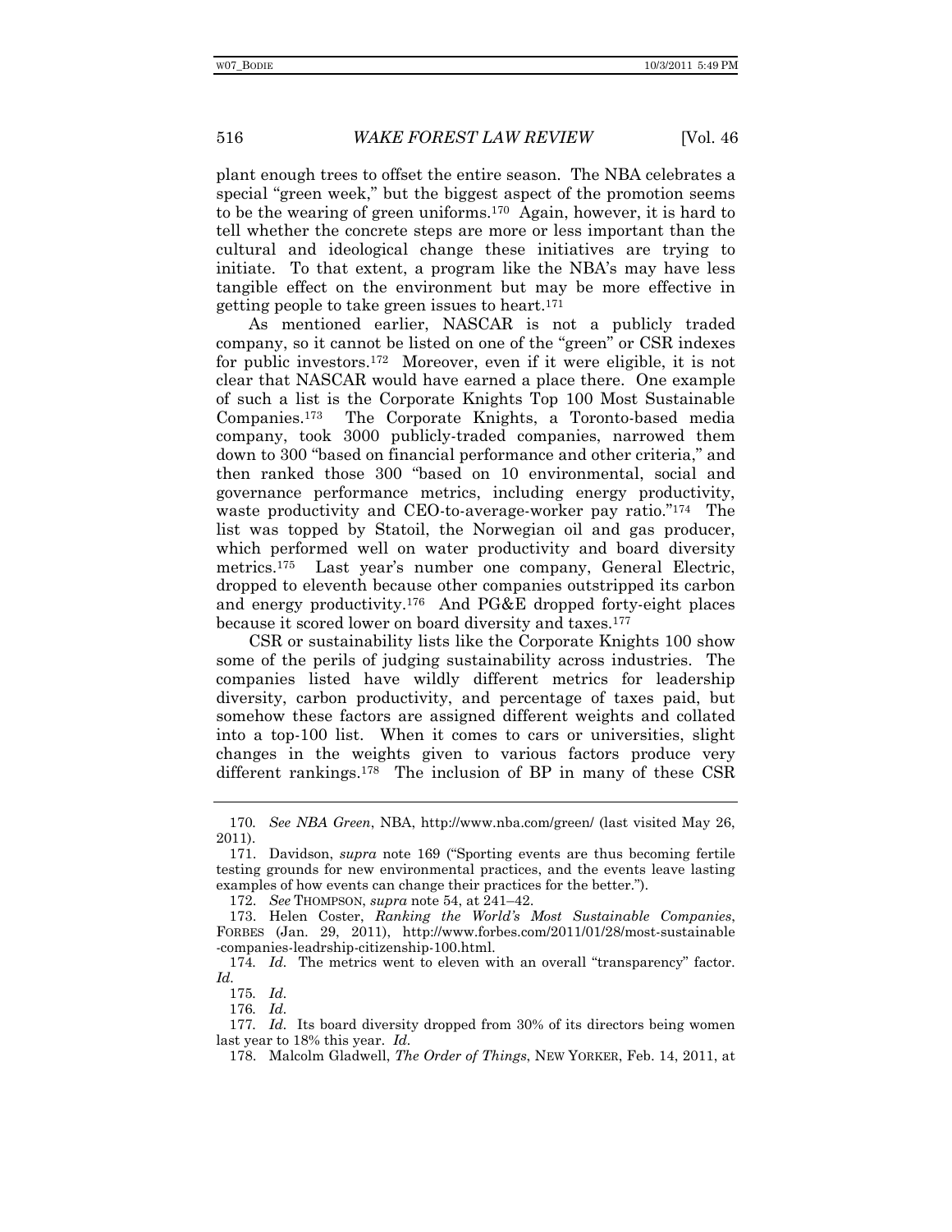plant enough trees to offset the entire season. The NBA celebrates a special "green week," but the biggest aspect of the promotion seems to be the wearing of green uniforms.[170] Again, however, it is hard to tell whether the concrete steps are more or less important than the cultural and ideological change these initiatives are trying to initiate. To that extent, a program like the NBA's may have less tangible effect on the environment but may be more effective in getting people to take green issues to heart.[171]

As mentioned earlier, NASCAR is not a publicly traded company, so it cannot be listed on one of the "green" or CSR indexes for public investors.[172] Moreover, even if it were eligible, it is not clear that NASCAR would have earned a place there. One example of such a list is the Corporate Knights Top 100 Most Sustainable Companies.[173] The Corporate Knights, a Toronto-based media company, took 3000 publicly-traded companies, narrowed them down to 300 "based on financial performance and other criteria," and then ranked those 300 "based on 10 environmental, social and governance performance metrics, including energy productivity, waste productivity and CEO-to-average-worker pay ratio."[174] The list was topped by Statoil, the Norwegian oil and gas producer, which performed well on water productivity and board diversity metrics.[175] Last year's number one company, General Electric, dropped to eleventh because other companies outstripped its carbon and energy productivity.[176] And PG&E dropped forty-eight places because it scored lower on board diversity and taxes.[177]

CSR or sustainability lists like the Corporate Knights 100 show some of the perils of judging sustainability across industries. The companies listed have wildly different metrics for leadership diversity, carbon productivity, and percentage of taxes paid, but somehow these factors are assigned different weights and collated into a top-100 list. When it comes to cars or universities, slight changes in the weights given to various factors produce very different rankings.[178] The inclusion of BP in many of these CSR

---

170. *See NBA Green*, NBA, http://www.nba.com/green/ (last visited May 26, 2011).

171. Davidson, *supra* note 169 ("Sporting events are thus becoming fertile testing grounds for new environmental practices, and the events leave lasting examples of how events can change their practices for the better.").

172. *See* THOMPSON, *supra* note 54, at 241–42.

173. Helen Coster, *Ranking the World's Most Sustainable Companies*, FORBES (Jan. 29, 2011), http://www.forbes.com/2011/01/28/most-sustainable-companies-leadrship-citizenship-100.html.

174. *Id.* The metrics went to eleven with an overall "transparency" factor. *Id.*

175. *Id.*

176. *Id.*

177. *Id.* Its board diversity dropped from 30% of its directors being women last year to 18% this year. *Id.*

178. Malcolm Gladwell, *The Order of Things*, NEW YORKER, Feb. 14, 2011, at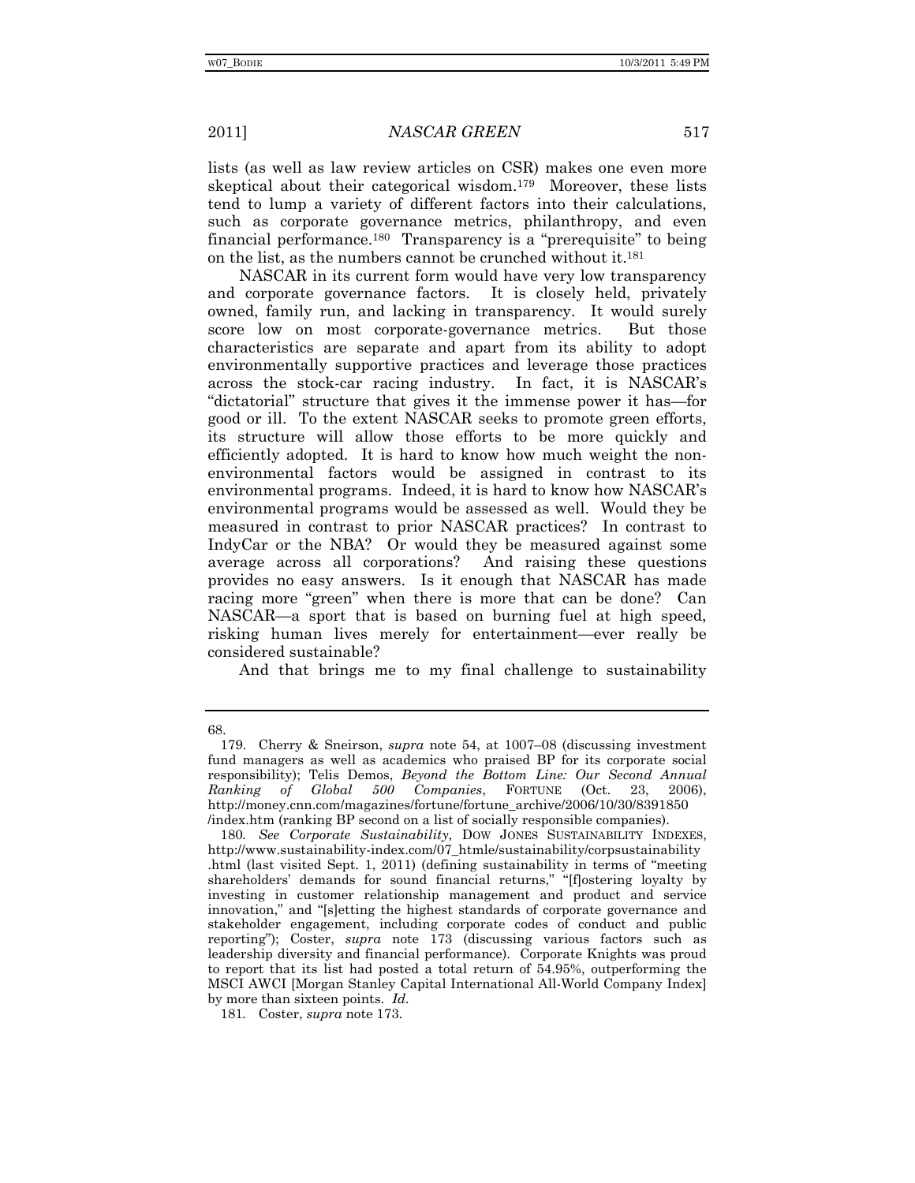lists (as well as law review articles on CSR) makes one even more skeptical about their categorical wisdom.[179] Moreover, these lists tend to lump a variety of different factors into their calculations, such as corporate governance metrics, philanthropy, and even financial performance.[180] Transparency is a "prerequisite" to being on the list, as the numbers cannot be crunched without it.[181]

NASCAR in its current form would have very low transparency and corporate governance factors. It is closely held, privately owned, family run, and lacking in transparency. It would surely score low on most corporate-governance metrics. But those characteristics are separate and apart from its ability to adopt environmentally supportive practices and leverage those practices across the stock-car racing industry. In fact, it is NASCAR's "dictatorial" structure that gives it the immense power it has—for good or ill. To the extent NASCAR seeks to promote green efforts, its structure will allow those efforts to be more quickly and efficiently adopted. It is hard to know how much weight the non-environmental factors would be assigned in contrast to its environmental programs. Indeed, it is hard to know how NASCAR's environmental programs would be assessed as well. Would they be measured in contrast to prior NASCAR practices? In contrast to IndyCar or the NBA? Or would they be measured against some average across all corporations? And raising these questions provides no easy answers. Is it enough that NASCAR has made racing more "green" when there is more that can be done? Can NASCAR—a sport that is based on burning fuel at high speed, risking human lives merely for entertainment—ever really be considered sustainable?

And that brings me to my final challenge to sustainability

---

68.

179. Cherry & Sneirson, *supra* note 54, at 1007–08 (discussing investment fund managers as well as academics who praised BP for its corporate social responsibility); Telis Demos, *Beyond the Bottom Line: Our Second Annual Ranking of Global 500 Companies*, FORTUNE (Oct. 23, 2006), http://money.cnn.com/magazines/fortune/fortune_archive/2006/10/30/8391850/index.htm (ranking BP second on a list of socially responsible companies).

180. *See Corporate Sustainability*, DOW JONES SUSTAINABILITY INDEXES, http://www.sustainability-index.com/07_htmle/sustainability/corpsustainability.html (last visited Sept. 1, 2011) (defining sustainability in terms of "meeting shareholders' demands for sound financial returns," "[f]ostering loyalty by investing in customer relationship management and product and service innovation," and "[s]etting the highest standards of corporate governance and stakeholder engagement, including corporate codes of conduct and public reporting"); Coster, *supra* note 173 (discussing various factors such as leadership diversity and financial performance). Corporate Knights was proud to report that its list had posted a total return of 54.95%, outperforming the MSCI AWCI [Morgan Stanley Capital International All-World Company Index] by more than sixteen points. *Id.*

181. Coster, *supra* note 173.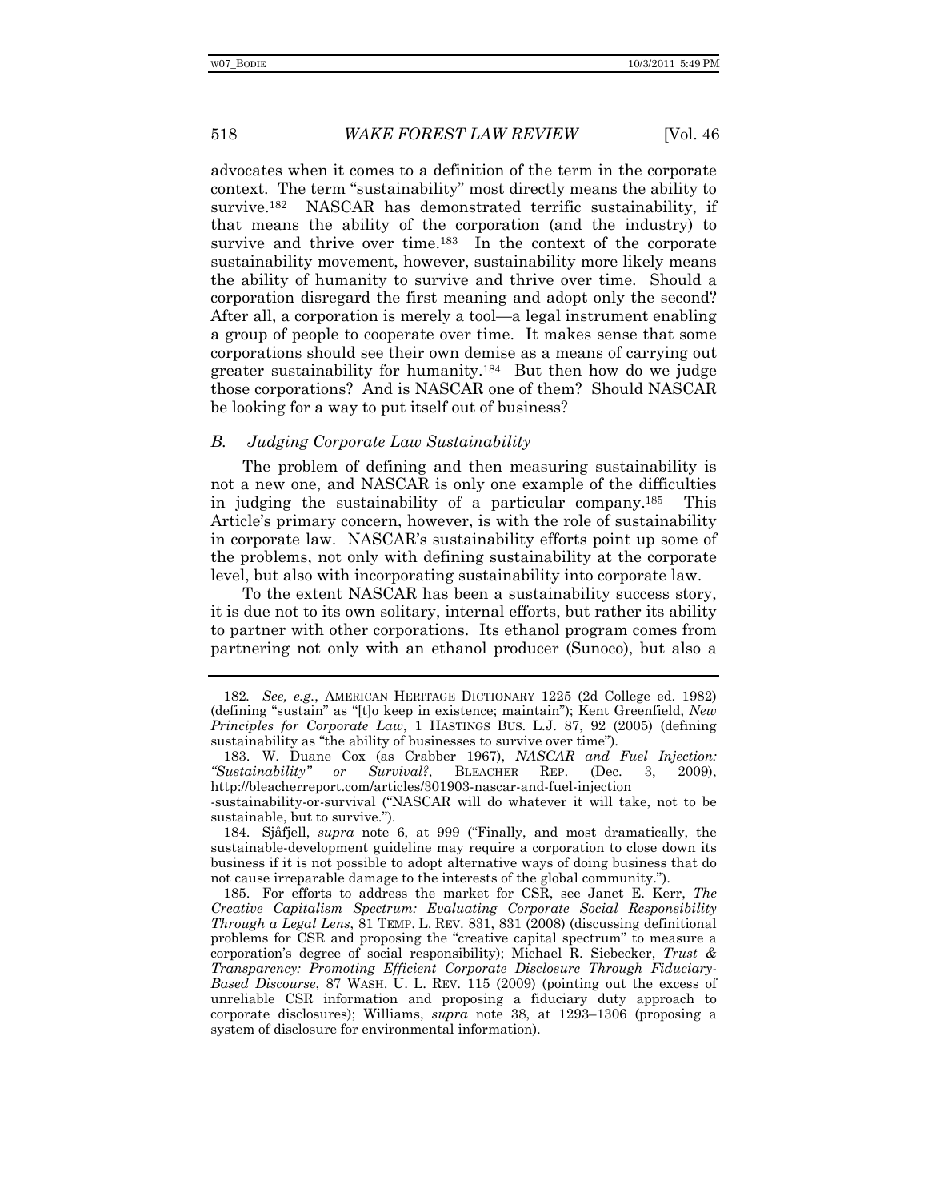advocates when it comes to a definition of the term in the corporate context. The term "sustainability" most directly means the ability to survive.[182] NASCAR has demonstrated terrific sustainability, if that means the ability of the corporation (and the industry) to survive and thrive over time.[183] In the context of the corporate sustainability movement, however, sustainability more likely means the ability of humanity to survive and thrive over time. Should a corporation disregard the first meaning and adopt only the second? After all, a corporation is merely a tool—a legal instrument enabling a group of people to cooperate over time. It makes sense that some corporations should see their own demise as a means of carrying out greater sustainability for humanity.[184] But then how do we judge those corporations? And is NASCAR one of them? Should NASCAR be looking for a way to put itself out of business?

### *B. Judging Corporate Law Sustainability*

The problem of defining and then measuring sustainability is not a new one, and NASCAR is only one example of the difficulties in judging the sustainability of a particular company.[185] This Article's primary concern, however, is with the role of sustainability in corporate law. NASCAR's sustainability efforts point up some of the problems, not only with defining sustainability at the corporate level, but also with incorporating sustainability into corporate law.

To the extent NASCAR has been a sustainability success story, it is due not to its own solitary, internal efforts, but rather its ability to partner with other corporations. Its ethanol program comes from partnering not only with an ethanol producer (Sunoco), but also a

---

182. *See, e.g.*, AMERICAN HERITAGE DICTIONARY 1225 (2d College ed. 1982) (defining "sustain" as "[t]o keep in existence; maintain"); Kent Greenfield, *New Principles for Corporate Law*, 1 HASTINGS BUS. L.J. 87, 92 (2005) (defining sustainability as "the ability of businesses to survive over time").

183. W. Duane Cox (as Crabber 1967), *NASCAR and Fuel Injection: "Sustainability" or Survival?*, BLEACHER REP. (Dec. 3, 2009), http://bleacherreport.com/articles/301903-nascar-and-fuel-injection-sustainability-or-survival ("NASCAR will do whatever it will take, not to be sustainable, but to survive.").

184. Sjåfjell, *supra* note 6, at 999 ("Finally, and most dramatically, the sustainable-development guideline may require a corporation to close down its business if it is not possible to adopt alternative ways of doing business that do not cause irreparable damage to the interests of the global community.").

185. For efforts to address the market for CSR, see Janet E. Kerr, *The Creative Capitalism Spectrum: Evaluating Corporate Social Responsibility Through a Legal Lens*, 81 TEMP. L. REV. 831, 831 (2008) (discussing definitional problems for CSR and proposing the "creative capital spectrum" to measure a corporation's degree of social responsibility); Michael R. Siebecker, *Trust & Transparency: Promoting Efficient Corporate Disclosure Through Fiduciary-Based Discourse*, 87 WASH. U. L. REV. 115 (2009) (pointing out the excess of unreliable CSR information and proposing a fiduciary duty approach to corporate disclosures); Williams, *supra* note 38, at 1293–1306 (proposing a system of disclosure for environmental information).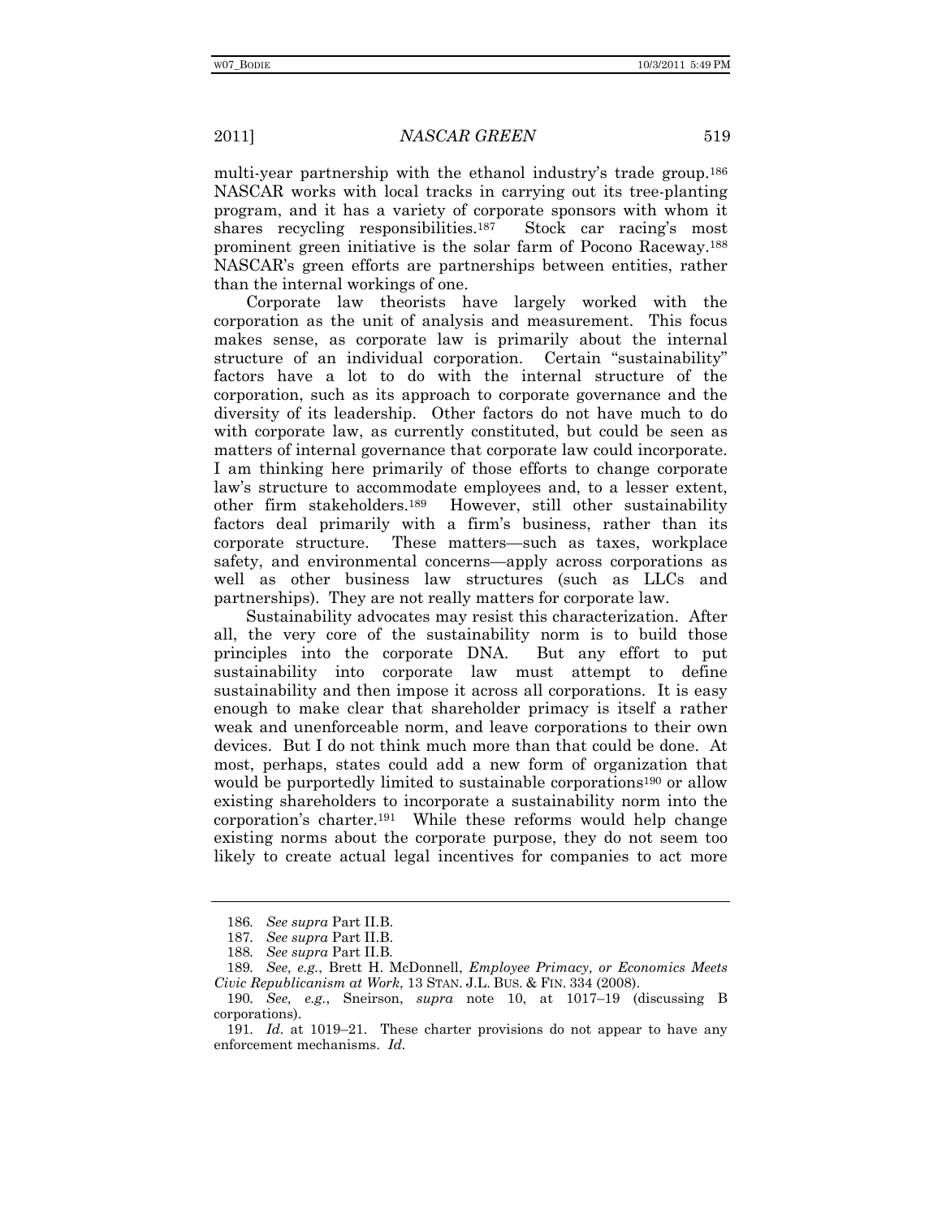multi-year partnership with the ethanol industry's trade group.[186] NASCAR works with local tracks in carrying out its tree-planting program, and it has a variety of corporate sponsors with whom it shares recycling responsibilities.[187] Stock car racing's most prominent green initiative is the solar farm of Pocono Raceway.[188] NASCAR's green efforts are partnerships between entities, rather than the internal workings of one.

Corporate law theorists have largely worked with the corporation as the unit of analysis and measurement. This focus makes sense, as corporate law is primarily about the internal structure of an individual corporation. Certain "sustainability" factors have a lot to do with the internal structure of the corporation, such as its approach to corporate governance and the diversity of its leadership. Other factors do not have much to do with corporate law, as currently constituted, but could be seen as matters of internal governance that corporate law could incorporate. I am thinking here primarily of those efforts to change corporate law's structure to accommodate employees and, to a lesser extent, other firm stakeholders.[189] However, still other sustainability factors deal primarily with a firm's business, rather than its corporate structure. These matters—such as taxes, workplace safety, and environmental concerns—apply across corporations as well as other business law structures (such as LLCs and partnerships). They are not really matters for corporate law.

Sustainability advocates may resist this characterization. After all, the very core of the sustainability norm is to build those principles into the corporate DNA. But any effort to put sustainability into corporate law must attempt to define sustainability and then impose it across all corporations. It is easy enough to make clear that shareholder primacy is itself a rather weak and unenforceable norm, and leave corporations to their own devices. But I do not think much more than that could be done. At most, perhaps, states could add a new form of organization that would be purportedly limited to sustainable corporations[190] or allow existing shareholders to incorporate a sustainability norm into the corporation's charter.[191] While these reforms would help change existing norms about the corporate purpose, they do not seem too likely to create actual legal incentives for companies to act more

---

186. *See supra* Part II.B.

187. *See supra* Part II.B.

188. *See supra* Part II.B.

189. *See, e.g.*, Brett H. McDonnell, *Employee Primacy, or Economics Meets Civic Republicanism at Work*, 13 STAN. J.L. BUS. & FIN. 334 (2008).

190. *See, e.g.*, Sneirson, *supra* note 10, at 1017–19 (discussing B corporations).

191. *Id.* at 1019–21. These charter provisions do not appear to have any enforcement mechanisms. *Id.*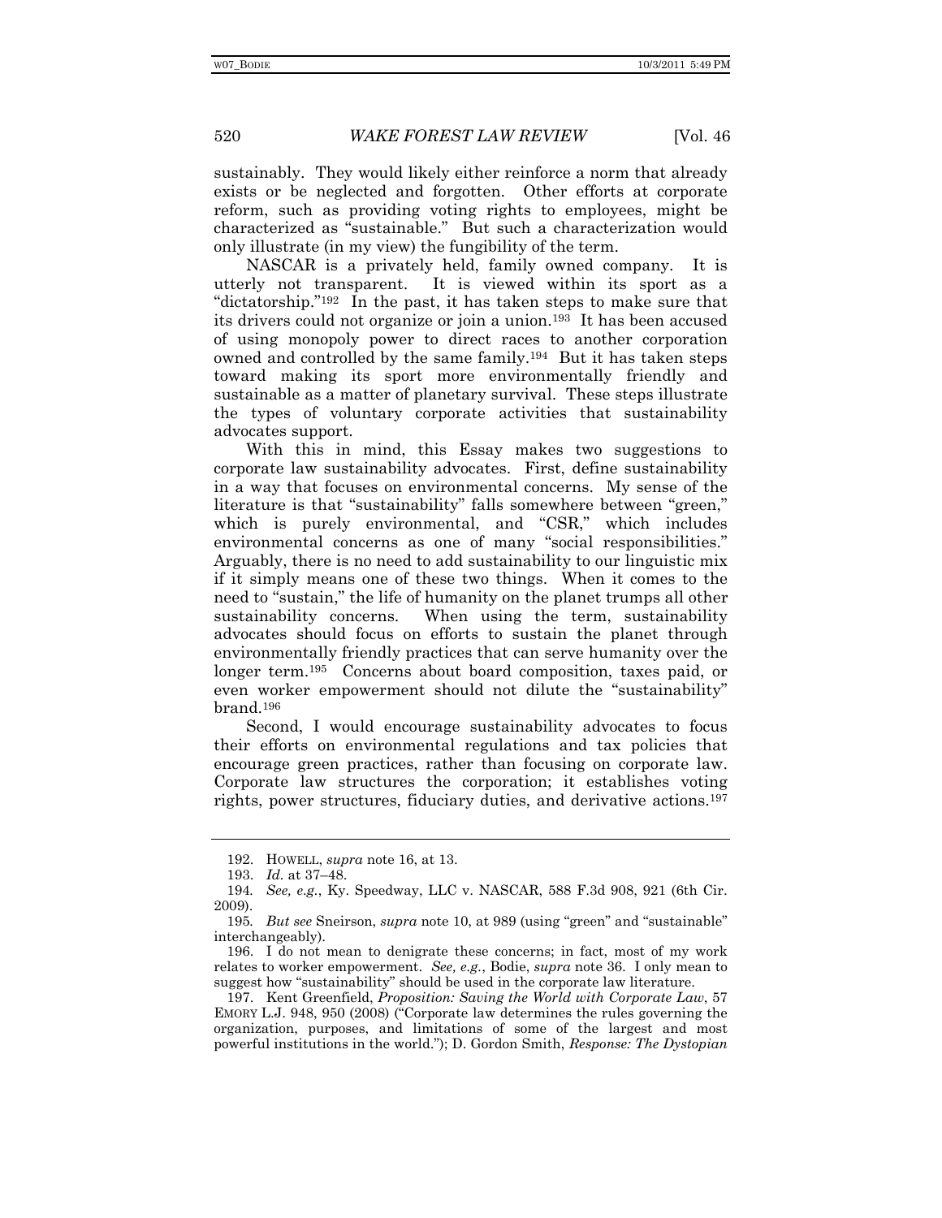sustainably. They would likely either reinforce a norm that already exists or be neglected and forgotten. Other efforts at corporate reform, such as providing voting rights to employees, might be characterized as "sustainable." But such a characterization would only illustrate (in my view) the fungibility of the term.

NASCAR is a privately held, family owned company. It is utterly not transparent. It is viewed within its sport as a "dictatorship."[192] In the past, it has taken steps to make sure that its drivers could not organize or join a union.[193] It has been accused of using monopoly power to direct races to another corporation owned and controlled by the same family.[194] But it has taken steps toward making its sport more environmentally friendly and sustainable as a matter of planetary survival. These steps illustrate the types of voluntary corporate activities that sustainability advocates support.

With this in mind, this Essay makes two suggestions to corporate law sustainability advocates. First, define sustainability in a way that focuses on environmental concerns. My sense of the literature is that "sustainability" falls somewhere between "green," which is purely environmental, and "CSR," which includes environmental concerns as one of many "social responsibilities." Arguably, there is no need to add sustainability to our linguistic mix if it simply means one of these two things. When it comes to the need to "sustain," the life of humanity on the planet trumps all other sustainability concerns. When using the term, sustainability advocates should focus on efforts to sustain the planet through environmentally friendly practices that can serve humanity over the longer term.[195] Concerns about board composition, taxes paid, or even worker empowerment should not dilute the "sustainability" brand.[196]

Second, I would encourage sustainability advocates to focus their efforts on environmental regulations and tax policies that encourage green practices, rather than focusing on corporate law. Corporate law structures the corporation; it establishes voting rights, power structures, fiduciary duties, and derivative actions.[197]

---

192. HOWELL, *supra* note 16, at 13.

193. *Id.* at 37–48.

194. *See, e.g.*, Ky. Speedway, LLC v. NASCAR, 588 F.3d 908, 921 (6th Cir. 2009).

195. *But see* Sneirson, *supra* note 10, at 989 (using "green" and "sustainable" interchangeably).

196. I do not mean to denigrate these concerns; in fact, most of my work relates to worker empowerment. *See, e.g.*, Bodie, *supra* note 36. I only mean to suggest how "sustainability" should be used in the corporate law literature.

197. Kent Greenfield, *Proposition: Saving the World with Corporate Law*, 57 EMORY L.J. 948, 950 (2008) ("Corporate law determines the rules governing the organization, purposes, and limitations of some of the largest and most powerful institutions in the world."); D. Gordon Smith, *Response: The Dystopian*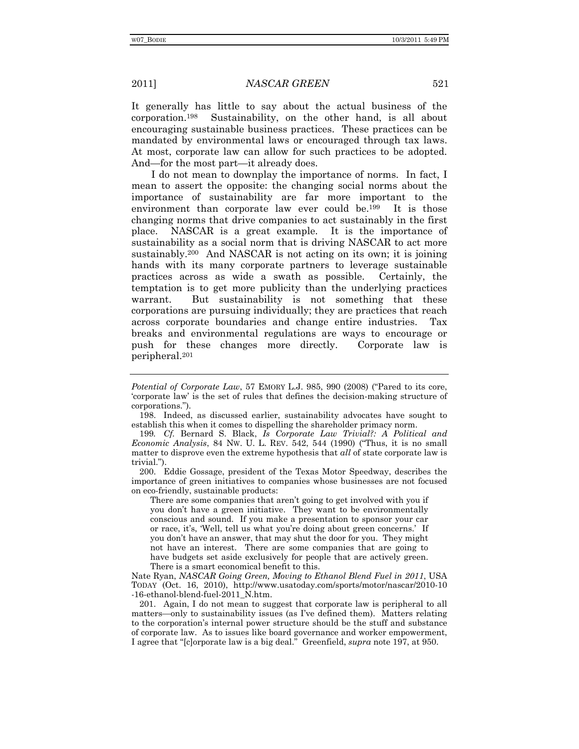It generally has little to say about the actual business of the corporation.[198] Sustainability, on the other hand, is all about encouraging sustainable business practices. These practices can be mandated by environmental laws or encouraged through tax laws. At most, corporate law can allow for such practices to be adopted. And—for the most part—it already does.

I do not mean to downplay the importance of norms. In fact, I mean to assert the opposite: the changing social norms about the importance of sustainability are far more important to the environment than corporate law ever could be.[199] It is those changing norms that drive companies to act sustainably in the first place. NASCAR is a great example. It is the importance of sustainability as a social norm that is driving NASCAR to act more sustainably.[200] And NASCAR is not acting on its own; it is joining hands with its many corporate partners to leverage sustainable practices across as wide a swath as possible. Certainly, the temptation is to get more publicity than the underlying practices warrant. But sustainability is not something that these corporations are pursuing individually; they are practices that reach across corporate boundaries and change entire industries. Tax breaks and environmental regulations are ways to encourage or push for these changes more directly. Corporate law is peripheral.[201]

---

*Potential of Corporate Law*, 57 EMORY L.J. 985, 990 (2008) ("Pared to its core, 'corporate law' is the set of rules that defines the decision-making structure of corporations.").

198. Indeed, as discussed earlier, sustainability advocates have sought to establish this when it comes to dispelling the shareholder primacy norm.

199. *Cf.* Bernard S. Black, *Is Corporate Law Trivial?: A Political and Economic Analysis*, 84 NW. U. L. REV. 542, 544 (1990) ("Thus, it is no small matter to disprove even the extreme hypothesis that *all* of state corporate law is trivial.").

200. Eddie Gossage, president of the Texas Motor Speedway, describes the importance of green initiatives to companies whose businesses are not focused on eco-friendly, sustainable products:

> There are some companies that aren't going to get involved with you if you don't have a green initiative. They want to be environmentally conscious and sound. If you make a presentation to sponsor your car or race, it's, 'Well, tell us what you're doing about green concerns.' If you don't have an answer, that may shut the door for you. They might not have an interest. There are some companies that are going to have budgets set aside exclusively for people that are actively green. There is a smart economical benefit to this.

Nate Ryan, *NASCAR Going Green, Moving to Ethanol Blend Fuel in 2011*, USA TODAY (Oct. 16, 2010), http://www.usatoday.com/sports/motor/nascar/2010-10-16-ethanol-blend-fuel-2011_N.htm.

201. Again, I do not mean to suggest that corporate law is peripheral to all matters—only to sustainability issues (as I've defined them). Matters relating to the corporation's internal power structure should be the stuff and substance of corporate law. As to issues like board governance and worker empowerment, I agree that "[c]orporate law is a big deal." Greenfield, *supra* note 197, at 950.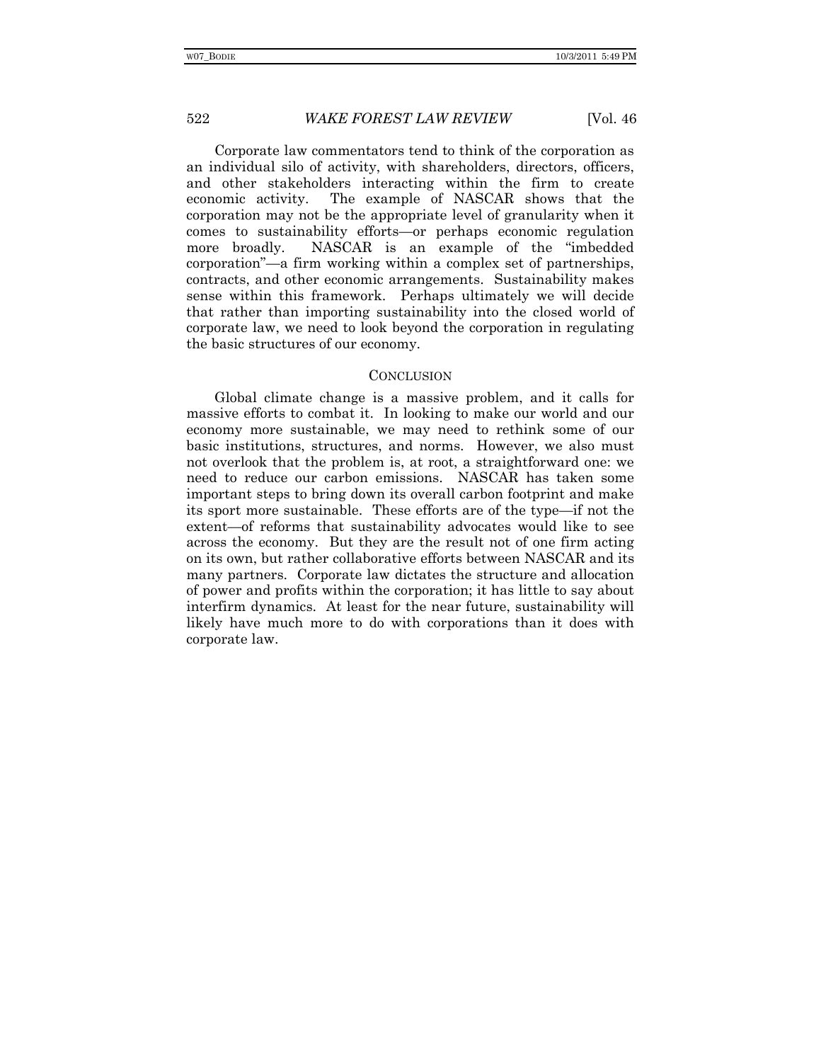Corporate law commentators tend to think of the corporation as an individual silo of activity, with shareholders, directors, officers, and other stakeholders interacting within the firm to create economic activity. The example of NASCAR shows that the corporation may not be the appropriate level of granularity when it comes to sustainability efforts—or perhaps economic regulation more broadly. NASCAR is an example of the "imbedded corporation"—a firm working within a complex set of partnerships, contracts, and other economic arrangements. Sustainability makes sense within this framework. Perhaps ultimately we will decide that rather than importing sustainability into the closed world of corporate law, we need to look beyond the corporation in regulating the basic structures of our economy.

## CONCLUSION

Global climate change is a massive problem, and it calls for massive efforts to combat it. In looking to make our world and our economy more sustainable, we may need to rethink some of our basic institutions, structures, and norms. However, we also must not overlook that the problem is, at root, a straightforward one: we need to reduce our carbon emissions. NASCAR has taken some important steps to bring down its overall carbon footprint and make its sport more sustainable. These efforts are of the type—if not the extent—of reforms that sustainability advocates would like to see across the economy. But they are the result not of one firm acting on its own, but rather collaborative efforts between NASCAR and its many partners. Corporate law dictates the structure and allocation of power and profits within the corporation; it has little to say about interfirm dynamics. At least for the near future, sustainability will likely have much more to do with corporations than it does with corporate law.